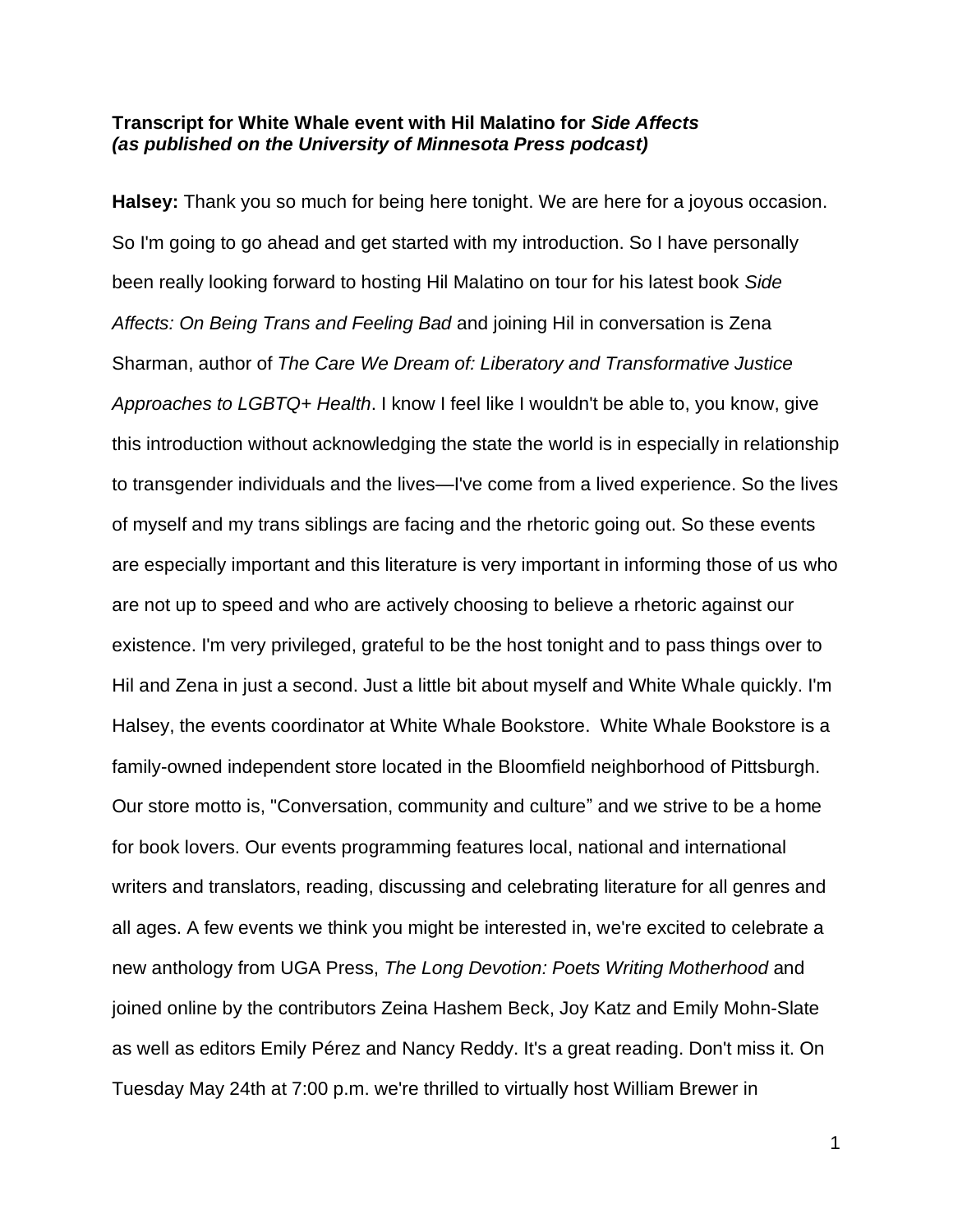**Transcript for White Whale event with Hil Malatino for *Side Affects***
***(as published on the University of Minnesota Press podcast)***

**Halsey:** Thank you so much for being here tonight. We are here for a joyous occasion. So I'm going to go ahead and get started with my introduction. So I have personally been really looking forward to hosting Hil Malatino on tour for his latest book *Side Affects: On Being Trans and Feeling Bad* and joining Hil in conversation is Zena Sharman, author of *The Care We Dream of: Liberatory and Transformative Justice Approaches to LGBTQ+ Health*. I know I feel like I wouldn't be able to, you know, give this introduction without acknowledging the state the world is in especially in relationship to transgender individuals and the lives—I've come from a lived experience. So the lives of myself and my trans siblings are facing and the rhetoric going out. So these events are especially important and this literature is very important in informing those of us who are not up to speed and who are actively choosing to believe a rhetoric against our existence. I'm very privileged, grateful to be the host tonight and to pass things over to Hil and Zena in just a second. Just a little bit about myself and White Whale quickly. I'm Halsey, the events coordinator at White Whale Bookstore. White Whale Bookstore is a family-owned independent store located in the Bloomfield neighborhood of Pittsburgh. Our store motto is, "Conversation, community and culture" and we strive to be a home for book lovers. Our events programming features local, national and international writers and translators, reading, discussing and celebrating literature for all genres and all ages. A few events we think you might be interested in, we're excited to celebrate a new anthology from UGA Press, *The Long Devotion: Poets Writing Motherhood* and joined online by the contributors Zeina Hashem Beck, Joy Katz and Emily Mohn-Slate as well as editors Emily Pérez and Nancy Reddy. It's a great reading. Don't miss it. On Tuesday May 24th at 7:00 p.m. we're thrilled to virtually host William Brewer in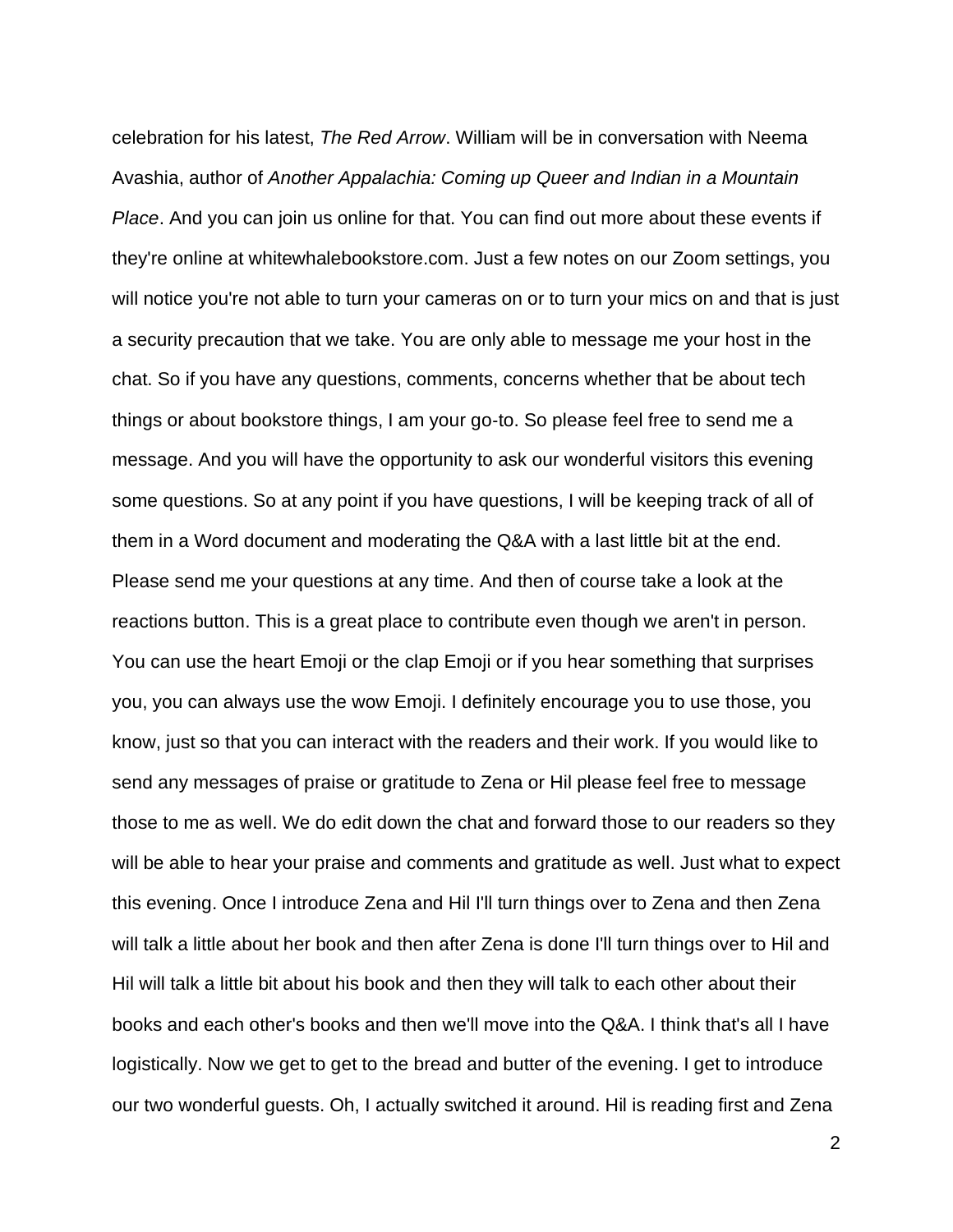celebration for his latest, *The Red Arrow*. William will be in conversation with Neema Avashia, author of *Another Appalachia: Coming up Queer and Indian in a Mountain Place*. And you can join us online for that. You can find out more about these events if they're online at whitewhalebookstore.com. Just a few notes on our Zoom settings, you will notice you're not able to turn your cameras on or to turn your mics on and that is just a security precaution that we take. You are only able to message me your host in the chat. So if you have any questions, comments, concerns whether that be about tech things or about bookstore things, I am your go-to. So please feel free to send me a message. And you will have the opportunity to ask our wonderful visitors this evening some questions. So at any point if you have questions, I will be keeping track of all of them in a Word document and moderating the Q&A with a last little bit at the end. Please send me your questions at any time. And then of course take a look at the reactions button. This is a great place to contribute even though we aren't in person. You can use the heart Emoji or the clap Emoji or if you hear something that surprises you, you can always use the wow Emoji. I definitely encourage you to use those, you know, just so that you can interact with the readers and their work. If you would like to send any messages of praise or gratitude to Zena or Hil please feel free to message those to me as well. We do edit down the chat and forward those to our readers so they will be able to hear your praise and comments and gratitude as well. Just what to expect this evening. Once I introduce Zena and Hil I'll turn things over to Zena and then Zena will talk a little about her book and then after Zena is done I'll turn things over to Hil and Hil will talk a little bit about his book and then they will talk to each other about their books and each other's books and then we'll move into the Q&A. I think that's all I have logistically. Now we get to get to the bread and butter of the evening. I get to introduce our two wonderful guests. Oh, I actually switched it around. Hil is reading first and Zena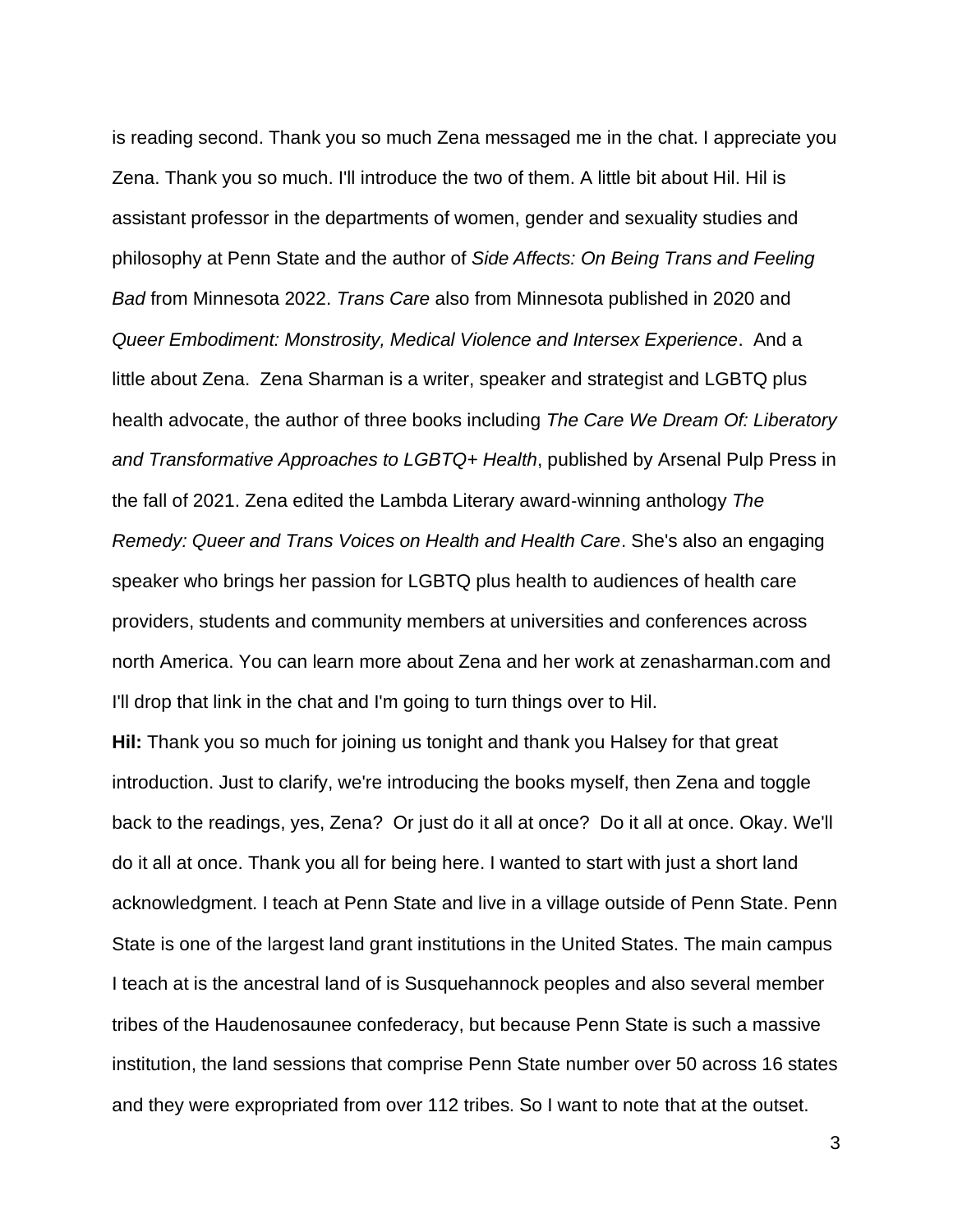is reading second. Thank you so much Zena messaged me in the chat. I appreciate you Zena. Thank you so much. I'll introduce the two of them. A little bit about Hil. Hil is assistant professor in the departments of women, gender and sexuality studies and philosophy at Penn State and the author of *Side Affects: On Being Trans and Feeling Bad* from Minnesota 2022. *Trans Care* also from Minnesota published in 2020 and *Queer Embodiment: Monstrosity, Medical Violence and Intersex Experience*. And a little about Zena. Zena Sharman is a writer, speaker and strategist and LGBTQ plus health advocate, the author of three books including *The Care We Dream Of: Liberatory and Transformative Approaches to LGBTQ+ Health*, published by Arsenal Pulp Press in the fall of 2021. Zena edited the Lambda Literary award-winning anthology *The Remedy: Queer and Trans Voices on Health and Health Care*. She's also an engaging speaker who brings her passion for LGBTQ plus health to audiences of health care providers, students and community members at universities and conferences across north America. You can learn more about Zena and her work at zenasharman.com and I'll drop that link in the chat and I'm going to turn things over to Hil.

**Hil:** Thank you so much for joining us tonight and thank you Halsey for that great introduction. Just to clarify, we're introducing the books myself, then Zena and toggle back to the readings, yes, Zena? Or just do it all at once? Do it all at once. Okay. We'll do it all at once. Thank you all for being here. I wanted to start with just a short land acknowledgment. I teach at Penn State and live in a village outside of Penn State. Penn State is one of the largest land grant institutions in the United States. The main campus I teach at is the ancestral land of is Susquehannock peoples and also several member tribes of the Haudenosaunee confederacy, but because Penn State is such a massive institution, the land sessions that comprise Penn State number over 50 across 16 states and they were expropriated from over 112 tribes. So I want to note that at the outset.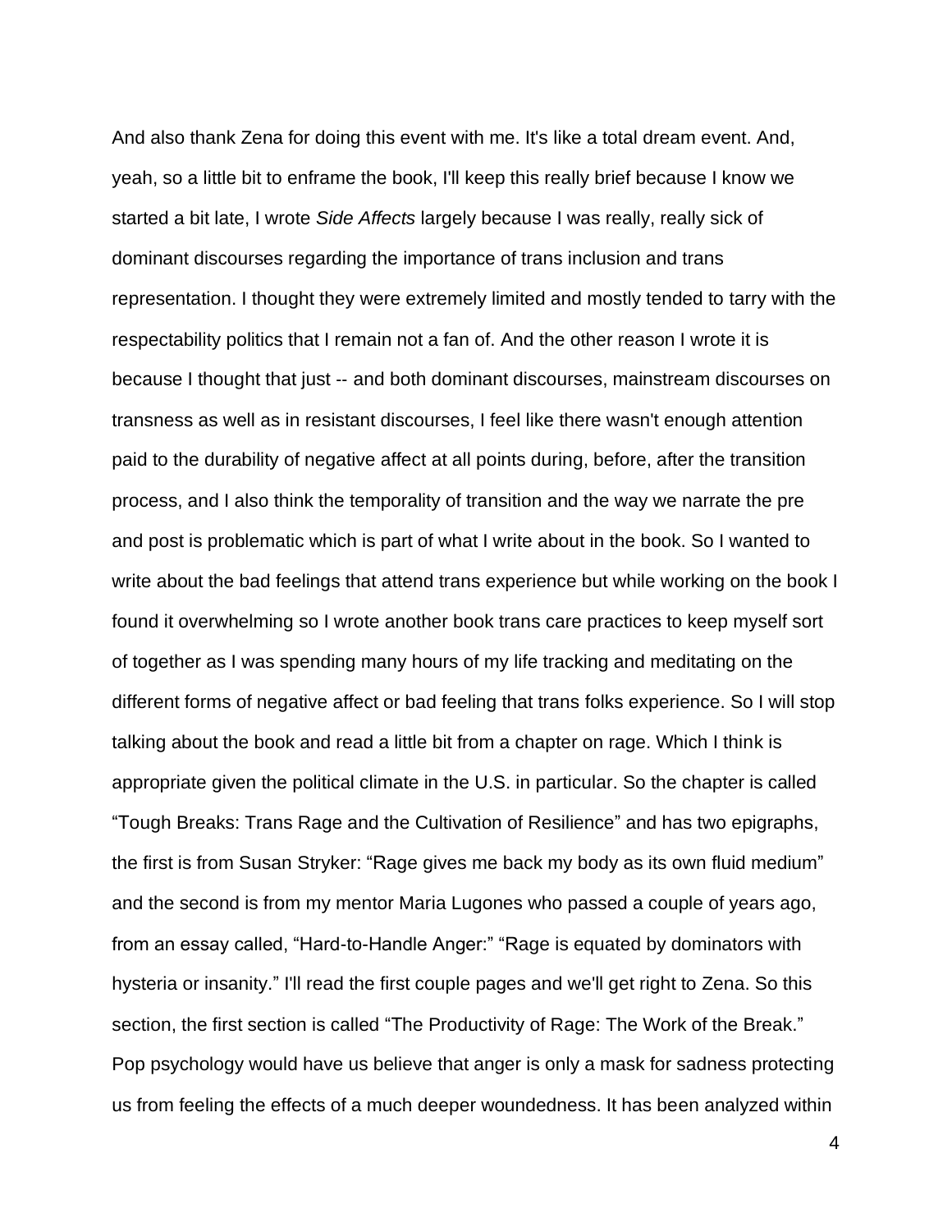And also thank Zena for doing this event with me. It's like a total dream event. And, yeah, so a little bit to enframe the book, I'll keep this really brief because I know we started a bit late, I wrote *Side Affects* largely because I was really, really sick of dominant discourses regarding the importance of trans inclusion and trans representation. I thought they were extremely limited and mostly tended to tarry with the respectability politics that I remain not a fan of. And the other reason I wrote it is because I thought that just -- and both dominant discourses, mainstream discourses on transness as well as in resistant discourses, I feel like there wasn't enough attention paid to the durability of negative affect at all points during, before, after the transition process, and I also think the temporality of transition and the way we narrate the pre and post is problematic which is part of what I write about in the book. So I wanted to write about the bad feelings that attend trans experience but while working on the book I found it overwhelming so I wrote another book trans care practices to keep myself sort of together as I was spending many hours of my life tracking and meditating on the different forms of negative affect or bad feeling that trans folks experience. So I will stop talking about the book and read a little bit from a chapter on rage. Which I think is appropriate given the political climate in the U.S. in particular. So the chapter is called "Tough Breaks: Trans Rage and the Cultivation of Resilience" and has two epigraphs, the first is from Susan Stryker: "Rage gives me back my body as its own fluid medium" and the second is from my mentor Maria Lugones who passed a couple of years ago, from an essay called, "Hard-to-Handle Anger:" "Rage is equated by dominators with hysteria or insanity." I'll read the first couple pages and we'll get right to Zena. So this section, the first section is called "The Productivity of Rage: The Work of the Break." Pop psychology would have us believe that anger is only a mask for sadness protecting us from feeling the effects of a much deeper woundedness. It has been analyzed within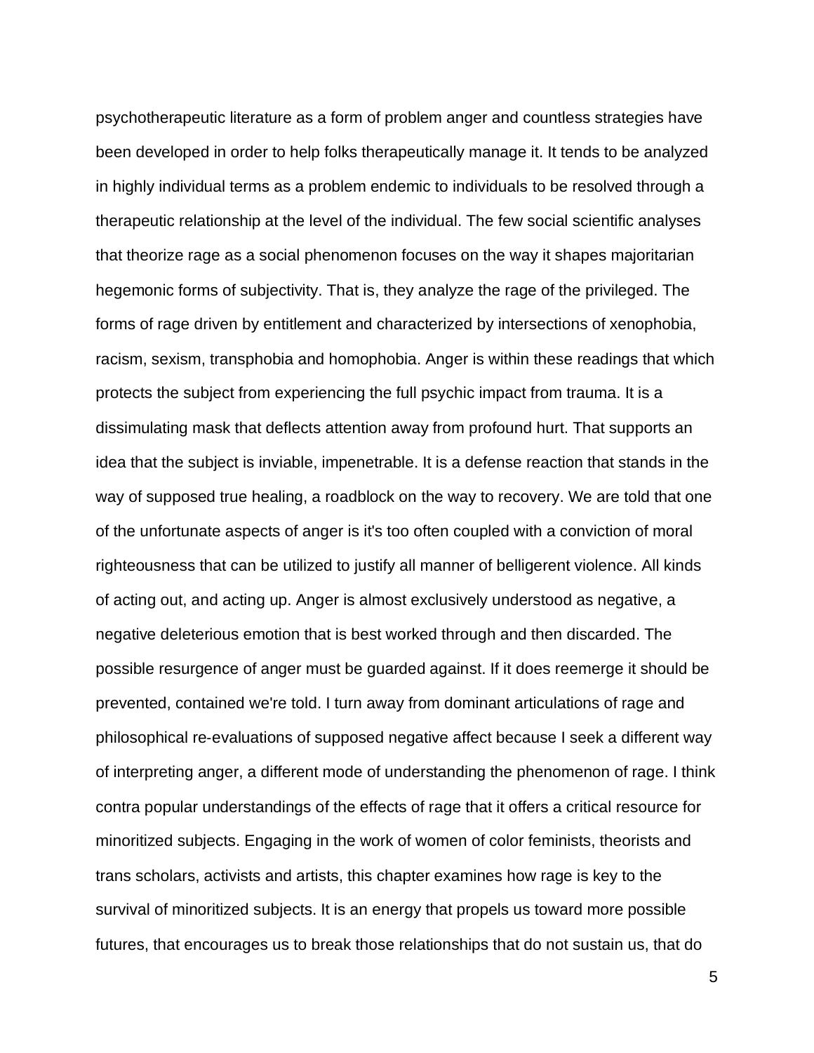psychotherapeutic literature as a form of problem anger and countless strategies have been developed in order to help folks therapeutically manage it. It tends to be analyzed in highly individual terms as a problem endemic to individuals to be resolved through a therapeutic relationship at the level of the individual. The few social scientific analyses that theorize rage as a social phenomenon focuses on the way it shapes majoritarian hegemonic forms of subjectivity. That is, they analyze the rage of the privileged. The forms of rage driven by entitlement and characterized by intersections of xenophobia, racism, sexism, transphobia and homophobia. Anger is within these readings that which protects the subject from experiencing the full psychic impact from trauma. It is a dissimulating mask that deflects attention away from profound hurt. That supports an idea that the subject is inviable, impenetrable. It is a defense reaction that stands in the way of supposed true healing, a roadblock on the way to recovery. We are told that one of the unfortunate aspects of anger is it's too often coupled with a conviction of moral righteousness that can be utilized to justify all manner of belligerent violence. All kinds of acting out, and acting up. Anger is almost exclusively understood as negative, a negative deleterious emotion that is best worked through and then discarded. The possible resurgence of anger must be guarded against. If it does reemerge it should be prevented, contained we're told. I turn away from dominant articulations of rage and philosophical re-evaluations of supposed negative affect because I seek a different way of interpreting anger, a different mode of understanding the phenomenon of rage. I think contra popular understandings of the effects of rage that it offers a critical resource for minoritized subjects. Engaging in the work of women of color feminists, theorists and trans scholars, activists and artists, this chapter examines how rage is key to the survival of minoritized subjects. It is an energy that propels us toward more possible futures, that encourages us to break those relationships that do not sustain us, that do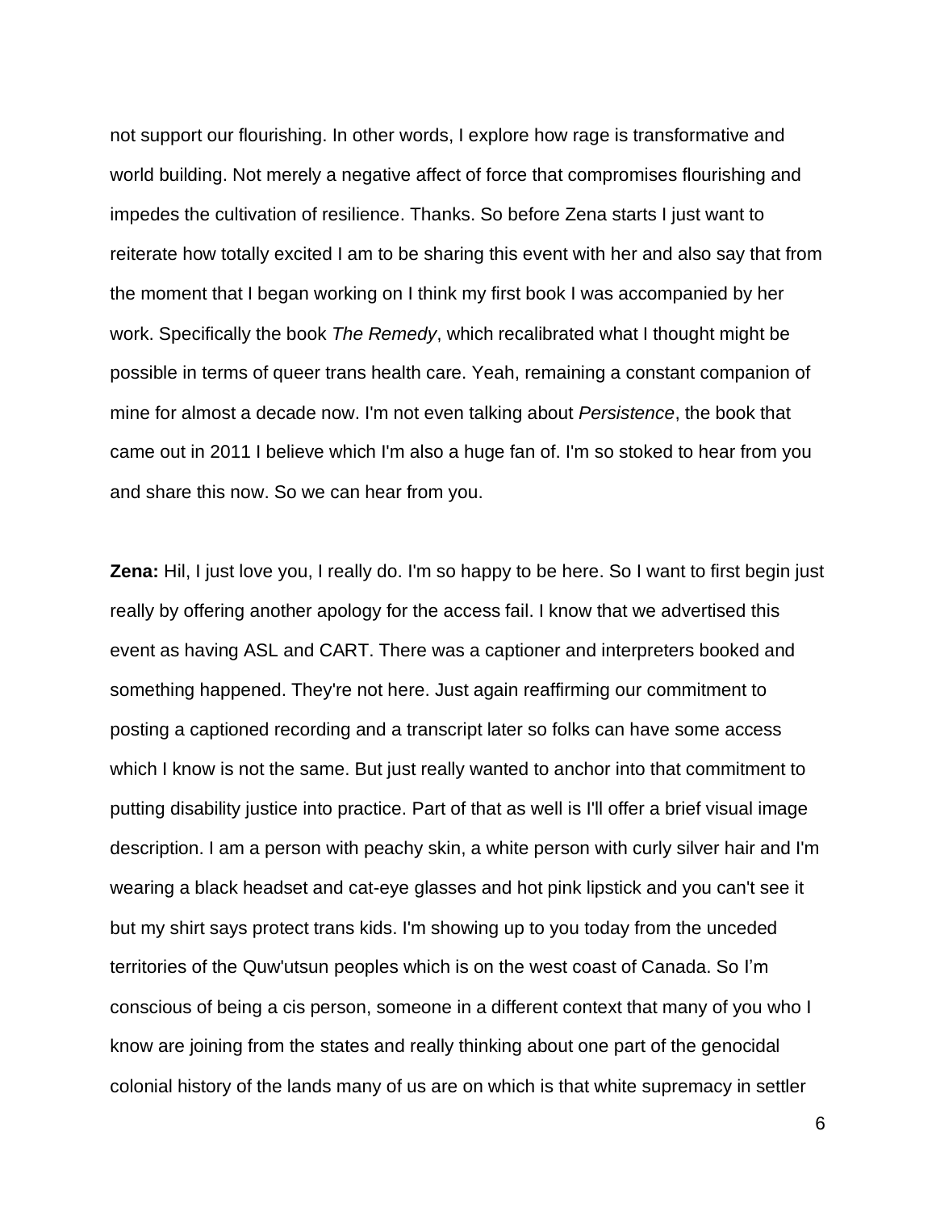not support our flourishing. In other words, I explore how rage is transformative and world building. Not merely a negative affect of force that compromises flourishing and impedes the cultivation of resilience. Thanks. So before Zena starts I just want to reiterate how totally excited I am to be sharing this event with her and also say that from the moment that I began working on I think my first book I was accompanied by her work. Specifically the book *The Remedy*, which recalibrated what I thought might be possible in terms of queer trans health care. Yeah, remaining a constant companion of mine for almost a decade now. I'm not even talking about *Persistence*, the book that came out in 2011 I believe which I'm also a huge fan of. I'm so stoked to hear from you and share this now. So we can hear from you.

**Zena:** Hil, I just love you, I really do. I'm so happy to be here. So I want to first begin just really by offering another apology for the access fail. I know that we advertised this event as having ASL and CART. There was a captioner and interpreters booked and something happened. They're not here. Just again reaffirming our commitment to posting a captioned recording and a transcript later so folks can have some access which I know is not the same. But just really wanted to anchor into that commitment to putting disability justice into practice. Part of that as well is I'll offer a brief visual image description. I am a person with peachy skin, a white person with curly silver hair and I'm wearing a black headset and cat-eye glasses and hot pink lipstick and you can't see it but my shirt says protect trans kids. I'm showing up to you today from the unceded territories of the Quw'utsun peoples which is on the west coast of Canada. So I'm conscious of being a cis person, someone in a different context that many of you who I know are joining from the states and really thinking about one part of the genocidal colonial history of the lands many of us are on which is that white supremacy in settler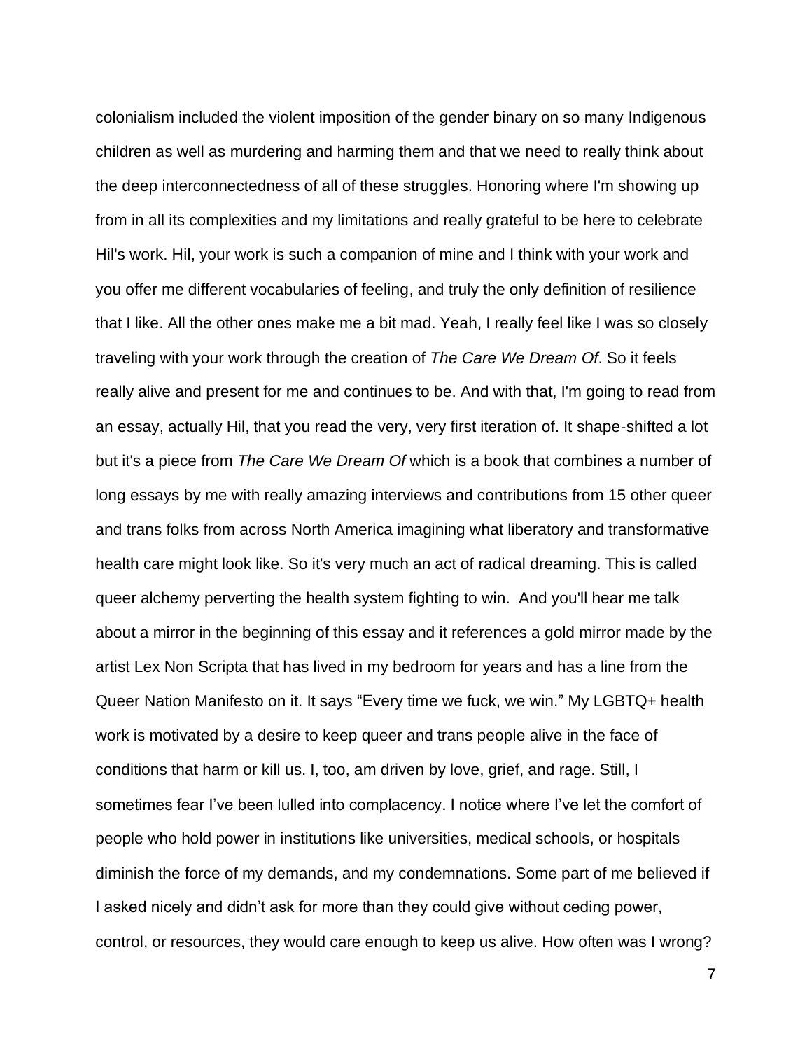colonialism included the violent imposition of the gender binary on so many Indigenous children as well as murdering and harming them and that we need to really think about the deep interconnectedness of all of these struggles. Honoring where I'm showing up from in all its complexities and my limitations and really grateful to be here to celebrate Hil's work. Hil, your work is such a companion of mine and I think with your work and you offer me different vocabularies of feeling, and truly the only definition of resilience that I like. All the other ones make me a bit mad. Yeah, I really feel like I was so closely traveling with your work through the creation of *The Care We Dream Of*. So it feels really alive and present for me and continues to be. And with that, I'm going to read from an essay, actually Hil, that you read the very, very first iteration of. It shape-shifted a lot but it's a piece from *The Care We Dream Of* which is a book that combines a number of long essays by me with really amazing interviews and contributions from 15 other queer and trans folks from across North America imagining what liberatory and transformative health care might look like. So it's very much an act of radical dreaming. This is called queer alchemy perverting the health system fighting to win. And you'll hear me talk about a mirror in the beginning of this essay and it references a gold mirror made by the artist Lex Non Scripta that has lived in my bedroom for years and has a line from the Queer Nation Manifesto on it. It says "Every time we fuck, we win." My LGBTQ+ health work is motivated by a desire to keep queer and trans people alive in the face of conditions that harm or kill us. I, too, am driven by love, grief, and rage. Still, I sometimes fear I've been lulled into complacency. I notice where I've let the comfort of people who hold power in institutions like universities, medical schools, or hospitals diminish the force of my demands, and my condemnations. Some part of me believed if I asked nicely and didn't ask for more than they could give without ceding power, control, or resources, they would care enough to keep us alive. How often was I wrong?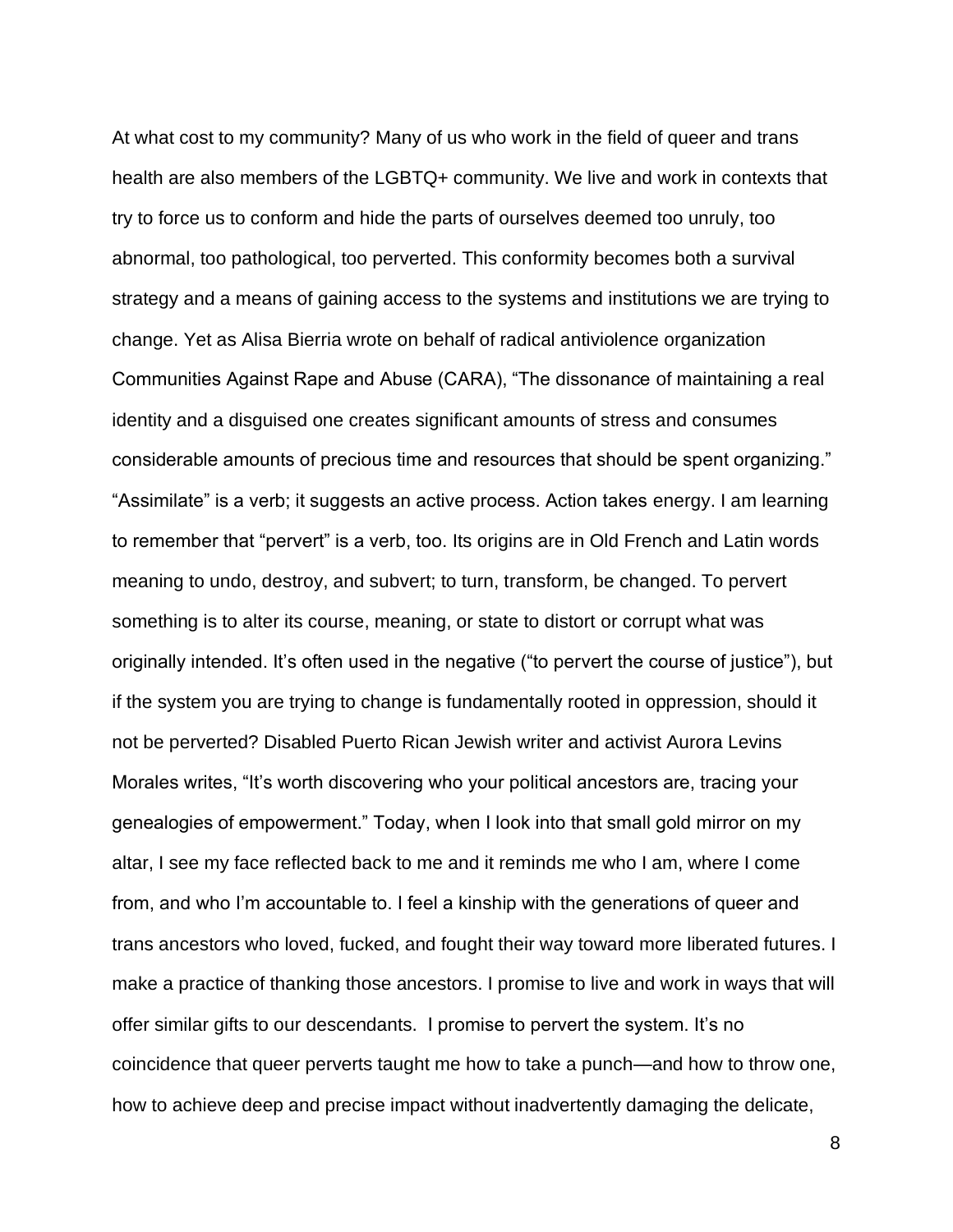At what cost to my community? Many of us who work in the field of queer and trans health are also members of the LGBTQ+ community. We live and work in contexts that try to force us to conform and hide the parts of ourselves deemed too unruly, too abnormal, too pathological, too perverted. This conformity becomes both a survival strategy and a means of gaining access to the systems and institutions we are trying to change. Yet as Alisa Bierria wrote on behalf of radical antiviolence organization Communities Against Rape and Abuse (CARA), "The dissonance of maintaining a real identity and a disguised one creates significant amounts of stress and consumes considerable amounts of precious time and resources that should be spent organizing." "Assimilate" is a verb; it suggests an active process. Action takes energy. I am learning to remember that "pervert" is a verb, too. Its origins are in Old French and Latin words meaning to undo, destroy, and subvert; to turn, transform, be changed. To pervert something is to alter its course, meaning, or state to distort or corrupt what was originally intended. It's often used in the negative ("to pervert the course of justice"), but if the system you are trying to change is fundamentally rooted in oppression, should it not be perverted? Disabled Puerto Rican Jewish writer and activist Aurora Levins Morales writes, "It's worth discovering who your political ancestors are, tracing your genealogies of empowerment." Today, when I look into that small gold mirror on my altar, I see my face reflected back to me and it reminds me who I am, where I come from, and who I'm accountable to. I feel a kinship with the generations of queer and trans ancestors who loved, fucked, and fought their way toward more liberated futures. I make a practice of thanking those ancestors. I promise to live and work in ways that will offer similar gifts to our descendants. I promise to pervert the system. It's no coincidence that queer perverts taught me how to take a punch—and how to throw one, how to achieve deep and precise impact without inadvertently damaging the delicate,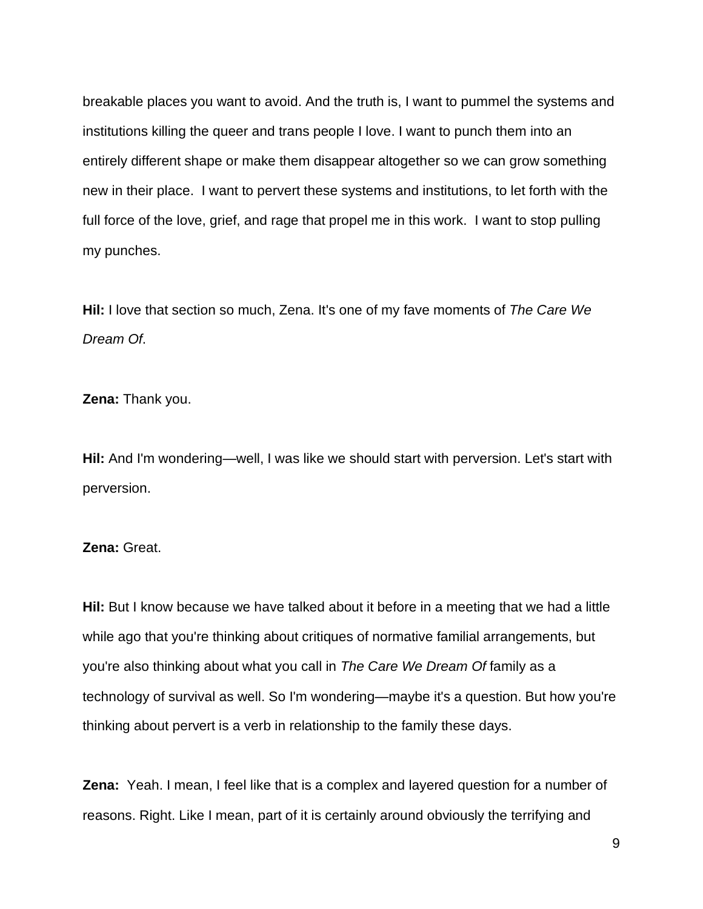breakable places you want to avoid. And the truth is, I want to pummel the systems and institutions killing the queer and trans people I love. I want to punch them into an entirely different shape or make them disappear altogether so we can grow something new in their place. I want to pervert these systems and institutions, to let forth with the full force of the love, grief, and rage that propel me in this work. I want to stop pulling my punches.

**Hil:** I love that section so much, Zena. It's one of my fave moments of *The Care We Dream Of*.

**Zena:** Thank you.

**Hil:** And I'm wondering—well, I was like we should start with perversion. Let's start with perversion.

**Zena:** Great.

**Hil:** But I know because we have talked about it before in a meeting that we had a little while ago that you're thinking about critiques of normative familial arrangements, but you're also thinking about what you call in *The Care We Dream Of* family as a technology of survival as well. So I'm wondering—maybe it's a question. But how you're thinking about pervert is a verb in relationship to the family these days.

**Zena:** Yeah. I mean, I feel like that is a complex and layered question for a number of reasons. Right. Like I mean, part of it is certainly around obviously the terrifying and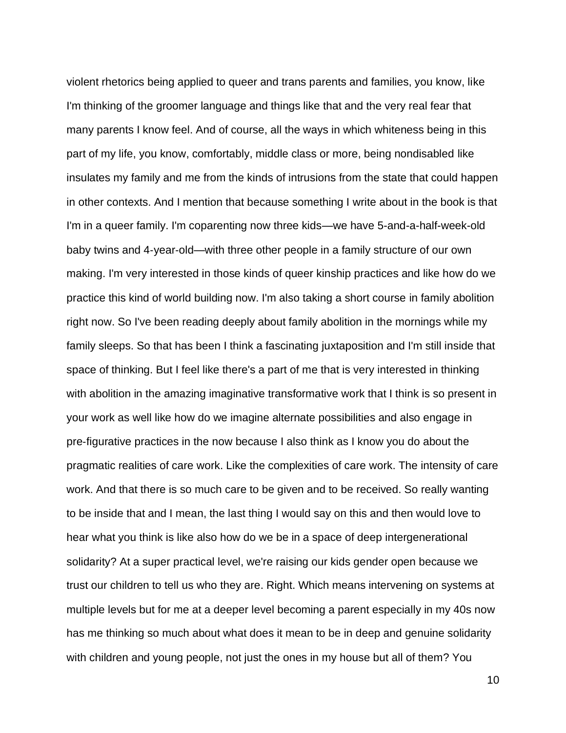violent rhetorics being applied to queer and trans parents and families, you know, like I'm thinking of the groomer language and things like that and the very real fear that many parents I know feel. And of course, all the ways in which whiteness being in this part of my life, you know, comfortably, middle class or more, being nondisabled like insulates my family and me from the kinds of intrusions from the state that could happen in other contexts. And I mention that because something I write about in the book is that I'm in a queer family. I'm coparenting now three kids—we have 5-and-a-half-week-old baby twins and 4-year-old—with three other people in a family structure of our own making. I'm very interested in those kinds of queer kinship practices and like how do we practice this kind of world building now. I'm also taking a short course in family abolition right now. So I've been reading deeply about family abolition in the mornings while my family sleeps. So that has been I think a fascinating juxtaposition and I'm still inside that space of thinking. But I feel like there's a part of me that is very interested in thinking with abolition in the amazing imaginative transformative work that I think is so present in your work as well like how do we imagine alternate possibilities and also engage in pre-figurative practices in the now because I also think as I know you do about the pragmatic realities of care work. Like the complexities of care work. The intensity of care work. And that there is so much care to be given and to be received. So really wanting to be inside that and I mean, the last thing I would say on this and then would love to hear what you think is like also how do we be in a space of deep intergenerational solidarity? At a super practical level, we're raising our kids gender open because we trust our children to tell us who they are. Right. Which means intervening on systems at multiple levels but for me at a deeper level becoming a parent especially in my 40s now has me thinking so much about what does it mean to be in deep and genuine solidarity with children and young people, not just the ones in my house but all of them? You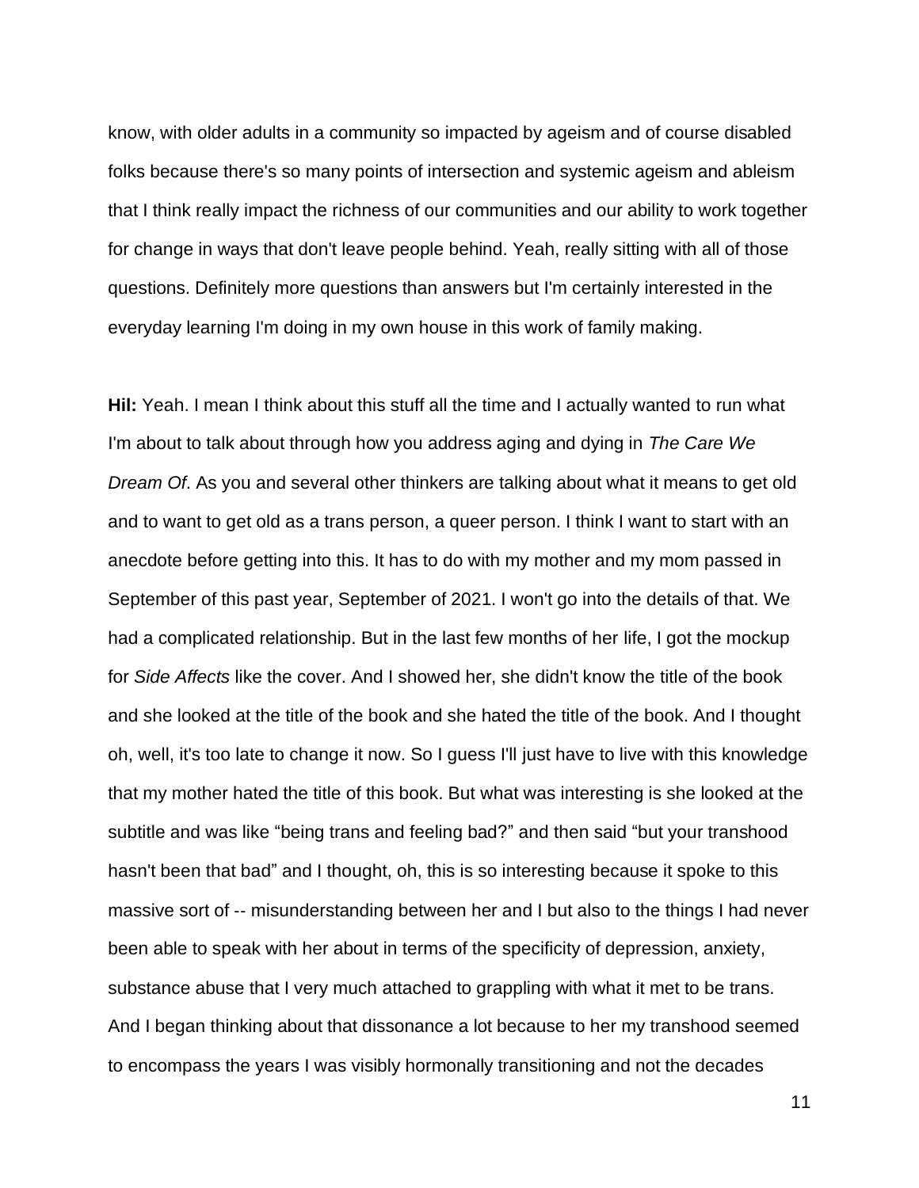know, with older adults in a community so impacted by ageism and of course disabled folks because there's so many points of intersection and systemic ageism and ableism that I think really impact the richness of our communities and our ability to work together for change in ways that don't leave people behind. Yeah, really sitting with all of those questions. Definitely more questions than answers but I'm certainly interested in the everyday learning I'm doing in my own house in this work of family making.

**Hil:** Yeah. I mean I think about this stuff all the time and I actually wanted to run what I'm about to talk about through how you address aging and dying in *The Care We Dream Of.* As you and several other thinkers are talking about what it means to get old and to want to get old as a trans person, a queer person. I think I want to start with an anecdote before getting into this. It has to do with my mother and my mom passed in September of this past year, September of 2021. I won't go into the details of that. We had a complicated relationship. But in the last few months of her life, I got the mockup for *Side Affects* like the cover. And I showed her, she didn't know the title of the book and she looked at the title of the book and she hated the title of the book. And I thought oh, well, it's too late to change it now. So I guess I'll just have to live with this knowledge that my mother hated the title of this book. But what was interesting is she looked at the subtitle and was like "being trans and feeling bad?" and then said "but your transhood hasn't been that bad" and I thought, oh, this is so interesting because it spoke to this massive sort of -- misunderstanding between her and I but also to the things I had never been able to speak with her about in terms of the specificity of depression, anxiety, substance abuse that I very much attached to grappling with what it met to be trans. And I began thinking about that dissonance a lot because to her my transhood seemed to encompass the years I was visibly hormonally transitioning and not the decades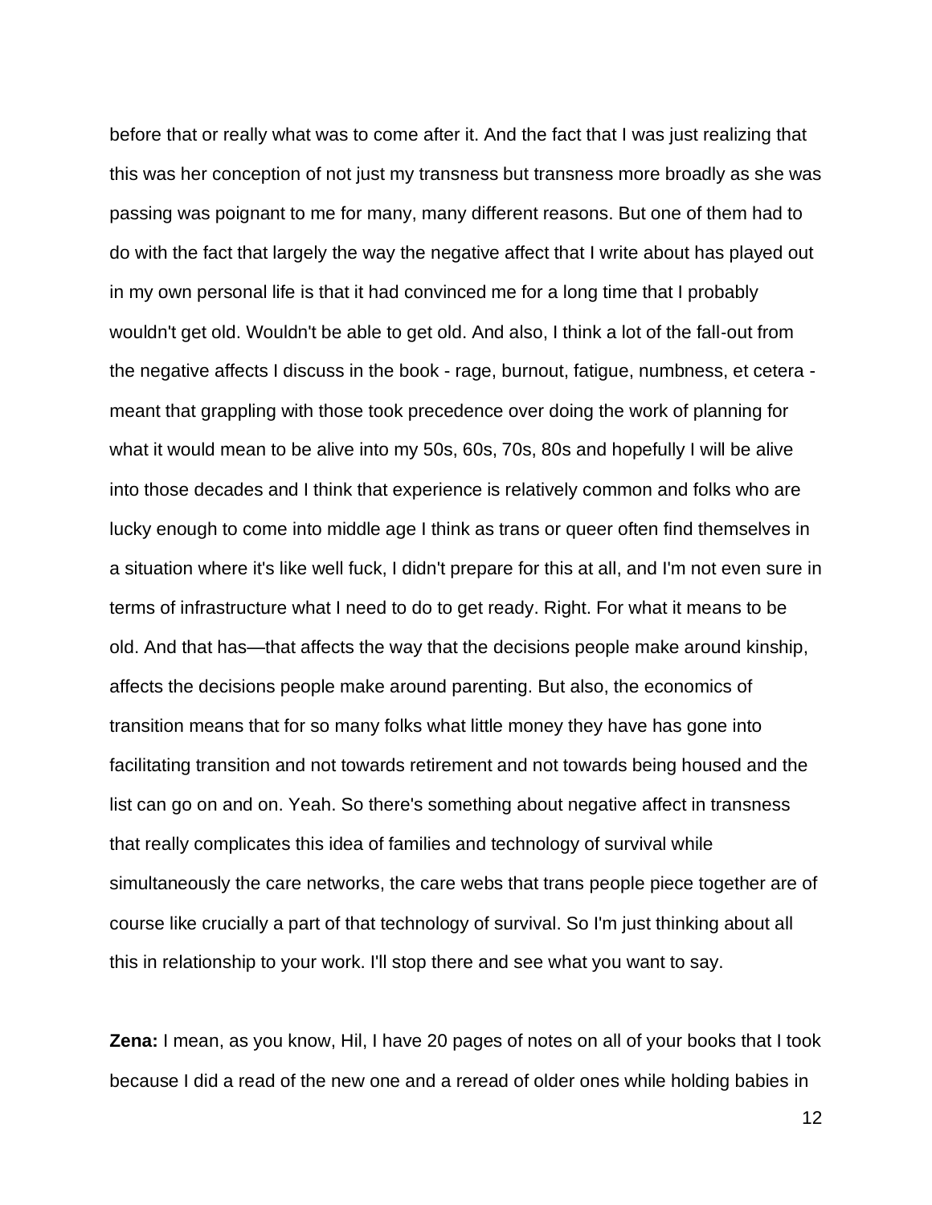before that or really what was to come after it. And the fact that I was just realizing that this was her conception of not just my transness but transness more broadly as she was passing was poignant to me for many, many different reasons. But one of them had to do with the fact that largely the way the negative affect that I write about has played out in my own personal life is that it had convinced me for a long time that I probably wouldn't get old. Wouldn't be able to get old. And also, I think a lot of the fall-out from the negative affects I discuss in the book - rage, burnout, fatigue, numbness, et cetera - meant that grappling with those took precedence over doing the work of planning for what it would mean to be alive into my 50s, 60s, 70s, 80s and hopefully I will be alive into those decades and I think that experience is relatively common and folks who are lucky enough to come into middle age I think as trans or queer often find themselves in a situation where it's like well fuck, I didn't prepare for this at all, and I'm not even sure in terms of infrastructure what I need to do to get ready. Right. For what it means to be old. And that has—that affects the way that the decisions people make around kinship, affects the decisions people make around parenting. But also, the economics of transition means that for so many folks what little money they have has gone into facilitating transition and not towards retirement and not towards being housed and the list can go on and on. Yeah. So there's something about negative affect in transness that really complicates this idea of families and technology of survival while simultaneously the care networks, the care webs that trans people piece together are of course like crucially a part of that technology of survival. So I'm just thinking about all this in relationship to your work. I'll stop there and see what you want to say.

**Zena:** I mean, as you know, Hil, I have 20 pages of notes on all of your books that I took because I did a read of the new one and a reread of older ones while holding babies in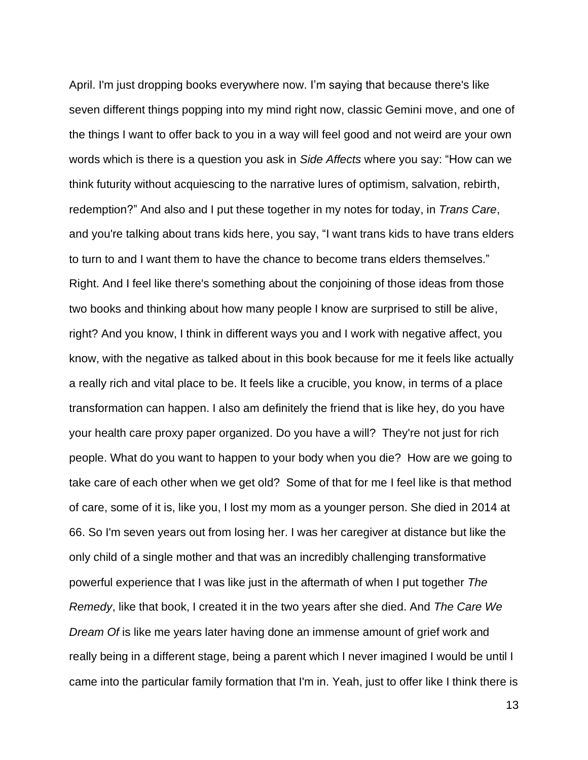April. I'm just dropping books everywhere now. I'm saying that because there's like seven different things popping into my mind right now, classic Gemini move, and one of the things I want to offer back to you in a way will feel good and not weird are your own words which is there is a question you ask in *Side Affects* where you say: "How can we think futurity without acquiescing to the narrative lures of optimism, salvation, rebirth, redemption?" And also and I put these together in my notes for today, in *Trans Care*, and you're talking about trans kids here, you say, "I want trans kids to have trans elders to turn to and I want them to have the chance to become trans elders themselves." Right. And I feel like there's something about the conjoining of those ideas from those two books and thinking about how many people I know are surprised to still be alive, right? And you know, I think in different ways you and I work with negative affect, you know, with the negative as talked about in this book because for me it feels like actually a really rich and vital place to be. It feels like a crucible, you know, in terms of a place transformation can happen. I also am definitely the friend that is like hey, do you have your health care proxy paper organized. Do you have a will? They're not just for rich people. What do you want to happen to your body when you die? How are we going to take care of each other when we get old? Some of that for me I feel like is that method of care, some of it is, like you, I lost my mom as a younger person. She died in 2014 at 66. So I'm seven years out from losing her. I was her caregiver at distance but like the only child of a single mother and that was an incredibly challenging transformative powerful experience that I was like just in the aftermath of when I put together *The Remedy*, like that book, I created it in the two years after she died. And *The Care We Dream Of* is like me years later having done an immense amount of grief work and really being in a different stage, being a parent which I never imagined I would be until I came into the particular family formation that I'm in. Yeah, just to offer like I think there is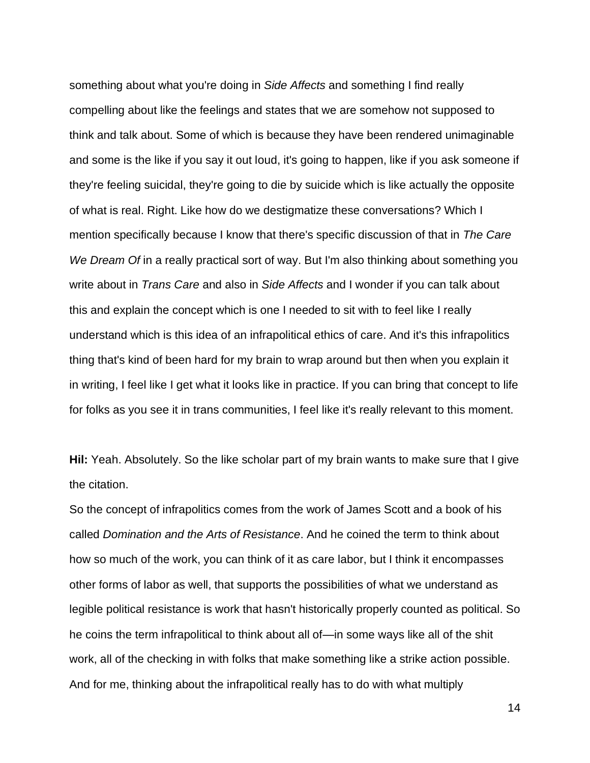something about what you're doing in *Side Affects* and something I find really compelling about like the feelings and states that we are somehow not supposed to think and talk about. Some of which is because they have been rendered unimaginable and some is the like if you say it out loud, it's going to happen, like if you ask someone if they're feeling suicidal, they're going to die by suicide which is like actually the opposite of what is real. Right. Like how do we destigmatize these conversations? Which I mention specifically because I know that there's specific discussion of that in *The Care We Dream Of* in a really practical sort of way. But I'm also thinking about something you write about in *Trans Care* and also in *Side Affects* and I wonder if you can talk about this and explain the concept which is one I needed to sit with to feel like I really understand which is this idea of an infrapolitical ethics of care. And it's this infrapolitics thing that's kind of been hard for my brain to wrap around but then when you explain it in writing, I feel like I get what it looks like in practice. If you can bring that concept to life for folks as you see it in trans communities, I feel like it's really relevant to this moment.

**Hil:** Yeah. Absolutely. So the like scholar part of my brain wants to make sure that I give the citation.

So the concept of infrapolitics comes from the work of James Scott and a book of his called *Domination and the Arts of Resistance*. And he coined the term to think about how so much of the work, you can think of it as care labor, but I think it encompasses other forms of labor as well, that supports the possibilities of what we understand as legible political resistance is work that hasn't historically properly counted as political. So he coins the term infrapolitical to think about all of—in some ways like all of the shit work, all of the checking in with folks that make something like a strike action possible. And for me, thinking about the infrapolitical really has to do with what multiply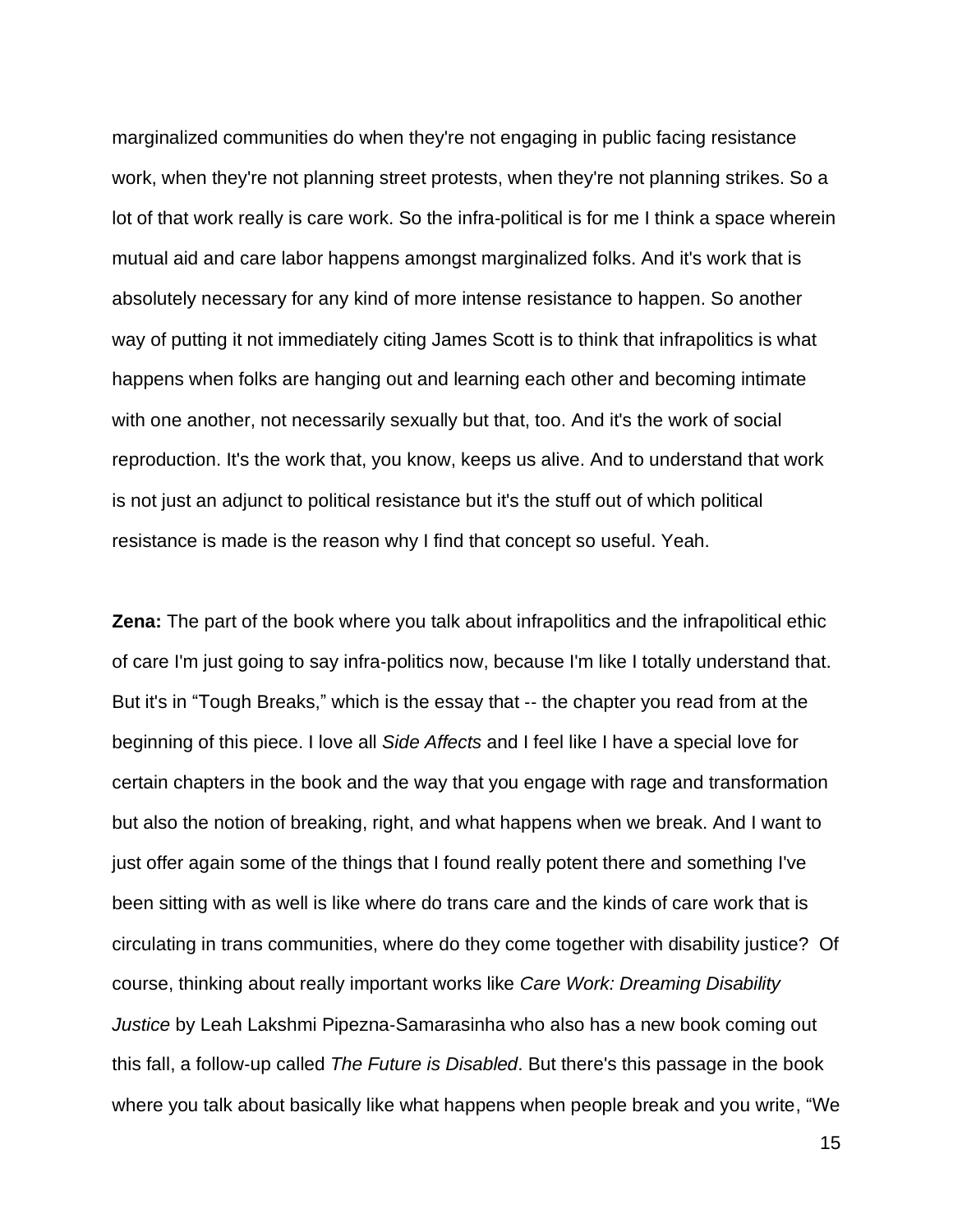marginalized communities do when they're not engaging in public facing resistance work, when they're not planning street protests, when they're not planning strikes. So a lot of that work really is care work. So the infra-political is for me I think a space wherein mutual aid and care labor happens amongst marginalized folks. And it's work that is absolutely necessary for any kind of more intense resistance to happen. So another way of putting it not immediately citing James Scott is to think that infrapolitics is what happens when folks are hanging out and learning each other and becoming intimate with one another, not necessarily sexually but that, too. And it's the work of social reproduction. It's the work that, you know, keeps us alive. And to understand that work is not just an adjunct to political resistance but it's the stuff out of which political resistance is made is the reason why I find that concept so useful. Yeah.

**Zena:** The part of the book where you talk about infrapolitics and the infrapolitical ethic of care I'm just going to say infra-politics now, because I'm like I totally understand that. But it's in "Tough Breaks," which is the essay that -- the chapter you read from at the beginning of this piece. I love all *Side Affects* and I feel like I have a special love for certain chapters in the book and the way that you engage with rage and transformation but also the notion of breaking, right, and what happens when we break. And I want to just offer again some of the things that I found really potent there and something I've been sitting with as well is like where do trans care and the kinds of care work that is circulating in trans communities, where do they come together with disability justice? Of course, thinking about really important works like *Care Work: Dreaming Disability Justice* by Leah Lakshmi Pipezna-Samarasinha who also has a new book coming out this fall, a follow-up called *The Future is Disabled*. But there's this passage in the book where you talk about basically like what happens when people break and you write, "We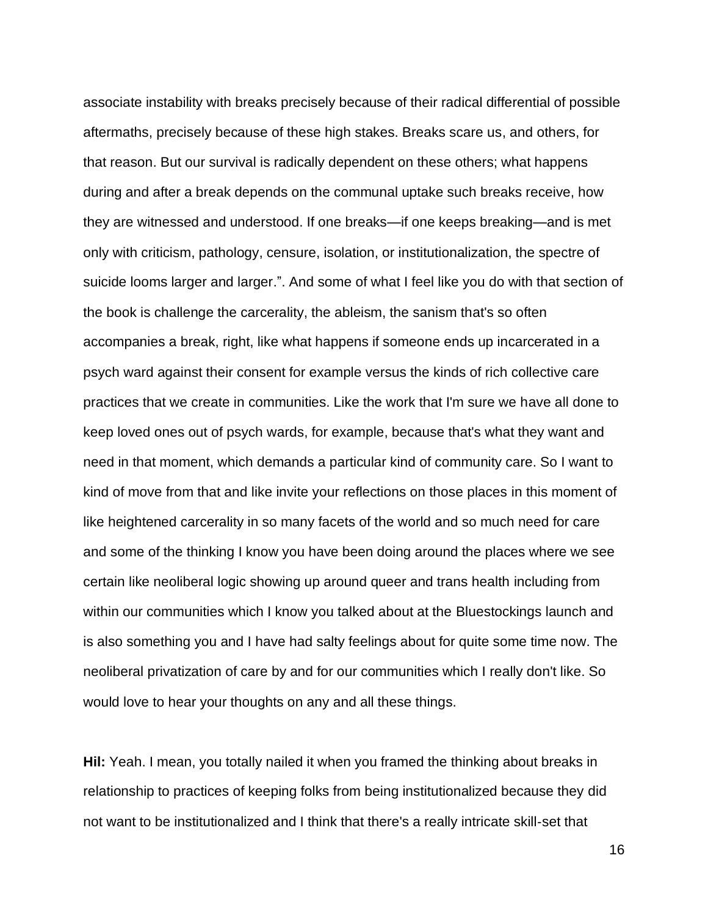associate instability with breaks precisely because of their radical differential of possible aftermaths, precisely because of these high stakes. Breaks scare us, and others, for that reason. But our survival is radically dependent on these others; what happens during and after a break depends on the communal uptake such breaks receive, how they are witnessed and understood. If one breaks—if one keeps breaking—and is met only with criticism, pathology, censure, isolation, or institutionalization, the spectre of suicide looms larger and larger.". And some of what I feel like you do with that section of the book is challenge the carcerality, the ableism, the sanism that's so often accompanies a break, right, like what happens if someone ends up incarcerated in a psych ward against their consent for example versus the kinds of rich collective care practices that we create in communities. Like the work that I'm sure we have all done to keep loved ones out of psych wards, for example, because that's what they want and need in that moment, which demands a particular kind of community care. So I want to kind of move from that and like invite your reflections on those places in this moment of like heightened carcerality in so many facets of the world and so much need for care and some of the thinking I know you have been doing around the places where we see certain like neoliberal logic showing up around queer and trans health including from within our communities which I know you talked about at the Bluestockings launch and is also something you and I have had salty feelings about for quite some time now. The neoliberal privatization of care by and for our communities which I really don't like. So would love to hear your thoughts on any and all these things.

**Hil:** Yeah. I mean, you totally nailed it when you framed the thinking about breaks in relationship to practices of keeping folks from being institutionalized because they did not want to be institutionalized and I think that there's a really intricate skill-set that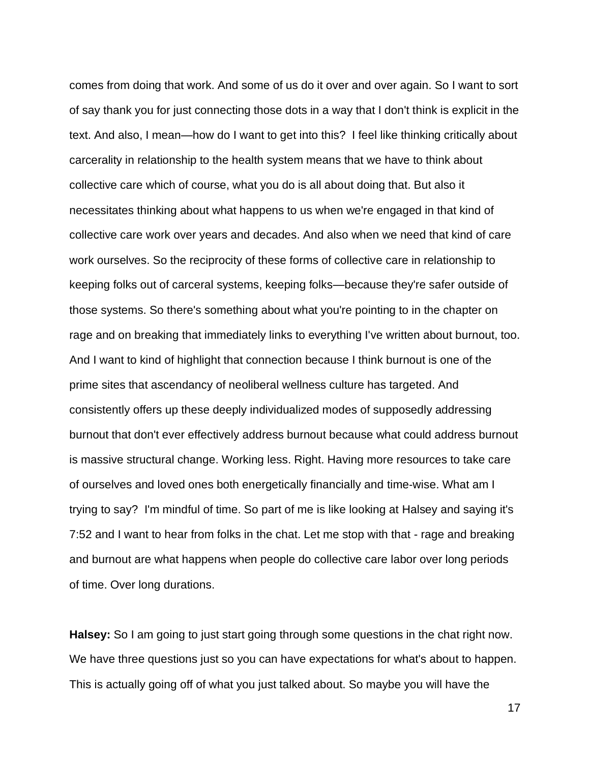comes from doing that work. And some of us do it over and over again. So I want to sort of say thank you for just connecting those dots in a way that I don't think is explicit in the text. And also, I mean—how do I want to get into this?  I feel like thinking critically about carcerality in relationship to the health system means that we have to think about collective care which of course, what you do is all about doing that. But also it necessitates thinking about what happens to us when we're engaged in that kind of collective care work over years and decades. And also when we need that kind of care work ourselves. So the reciprocity of these forms of collective care in relationship to keeping folks out of carceral systems, keeping folks—because they're safer outside of those systems. So there's something about what you're pointing to in the chapter on rage and on breaking that immediately links to everything I've written about burnout, too. And I want to kind of highlight that connection because I think burnout is one of the prime sites that ascendancy of neoliberal wellness culture has targeted. And consistently offers up these deeply individualized modes of supposedly addressing burnout that don't ever effectively address burnout because what could address burnout is massive structural change. Working less. Right. Having more resources to take care of ourselves and loved ones both energetically financially and time-wise. What am I trying to say?  I'm mindful of time. So part of me is like looking at Halsey and saying it's 7:52 and I want to hear from folks in the chat. Let me stop with that - rage and breaking and burnout are what happens when people do collective care labor over long periods of time. Over long durations.

**Halsey:** So I am going to just start going through some questions in the chat right now. We have three questions just so you can have expectations for what's about to happen. This is actually going off of what you just talked about. So maybe you will have the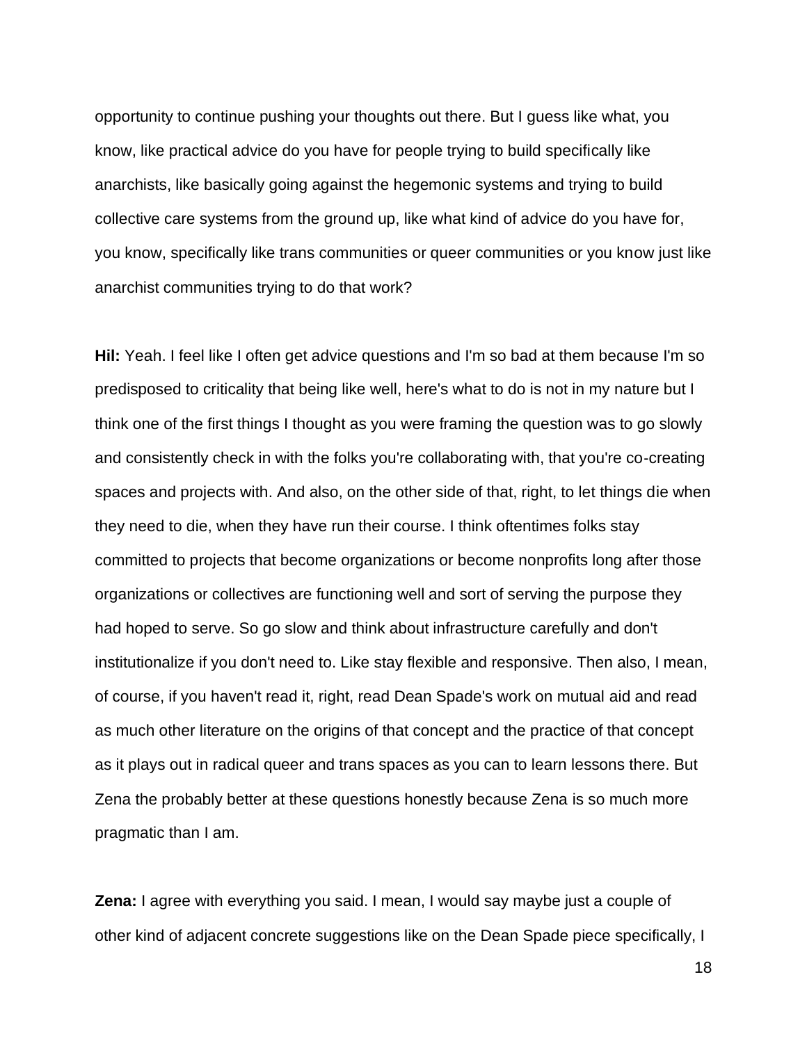opportunity to continue pushing your thoughts out there. But I guess like what, you know, like practical advice do you have for people trying to build specifically like anarchists, like basically going against the hegemonic systems and trying to build collective care systems from the ground up, like what kind of advice do you have for, you know, specifically like trans communities or queer communities or you know just like anarchist communities trying to do that work?

**Hil:** Yeah. I feel like I often get advice questions and I'm so bad at them because I'm so predisposed to criticality that being like well, here's what to do is not in my nature but I think one of the first things I thought as you were framing the question was to go slowly and consistently check in with the folks you're collaborating with, that you're co-creating spaces and projects with. And also, on the other side of that, right, to let things die when they need to die, when they have run their course. I think oftentimes folks stay committed to projects that become organizations or become nonprofits long after those organizations or collectives are functioning well and sort of serving the purpose they had hoped to serve. So go slow and think about infrastructure carefully and don't institutionalize if you don't need to. Like stay flexible and responsive. Then also, I mean, of course, if you haven't read it, right, read Dean Spade's work on mutual aid and read as much other literature on the origins of that concept and the practice of that concept as it plays out in radical queer and trans spaces as you can to learn lessons there. But Zena the probably better at these questions honestly because Zena is so much more pragmatic than I am.

**Zena:** I agree with everything you said. I mean, I would say maybe just a couple of other kind of adjacent concrete suggestions like on the Dean Spade piece specifically, I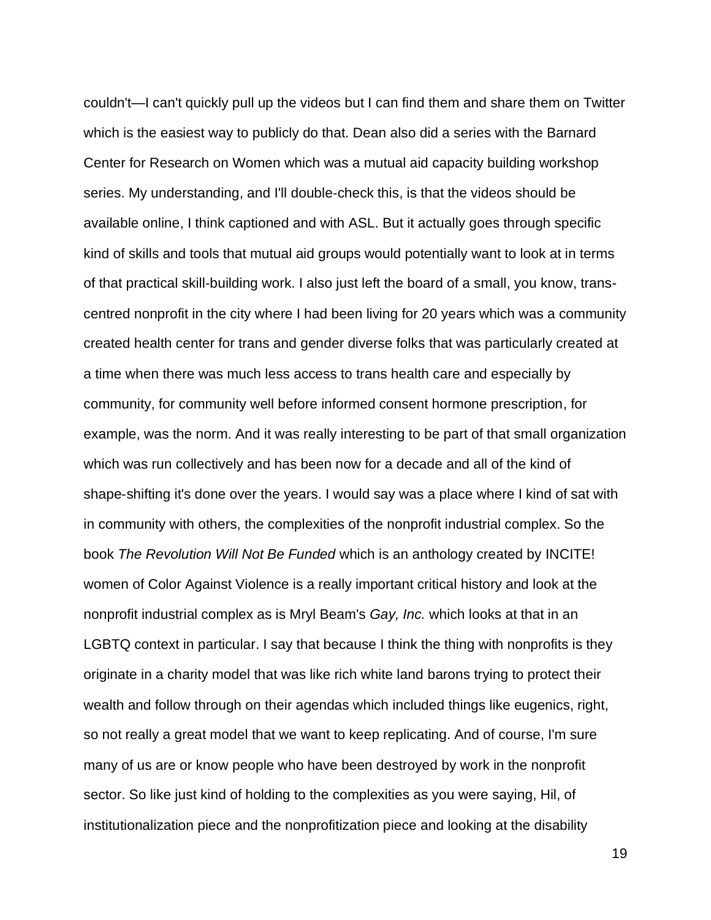couldn't—I can't quickly pull up the videos but I can find them and share them on Twitter which is the easiest way to publicly do that. Dean also did a series with the Barnard Center for Research on Women which was a mutual aid capacity building workshop series. My understanding, and I'll double-check this, is that the videos should be available online, I think captioned and with ASL. But it actually goes through specific kind of skills and tools that mutual aid groups would potentially want to look at in terms of that practical skill-building work. I also just left the board of a small, you know, trans-centred nonprofit in the city where I had been living for 20 years which was a community created health center for trans and gender diverse folks that was particularly created at a time when there was much less access to trans health care and especially by community, for community well before informed consent hormone prescription, for example, was the norm. And it was really interesting to be part of that small organization which was run collectively and has been now for a decade and all of the kind of shape-shifting it's done over the years. I would say was a place where I kind of sat with in community with others, the complexities of the nonprofit industrial complex. So the book *The Revolution Will Not Be Funded* which is an anthology created by INCITE! women of Color Against Violence is a really important critical history and look at the nonprofit industrial complex as is Mryl Beam's *Gay, Inc.* which looks at that in an LGBTQ context in particular. I say that because I think the thing with nonprofits is they originate in a charity model that was like rich white land barons trying to protect their wealth and follow through on their agendas which included things like eugenics, right, so not really a great model that we want to keep replicating. And of course, I'm sure many of us are or know people who have been destroyed by work in the nonprofit sector. So like just kind of holding to the complexities as you were saying, Hil, of institutionalization piece and the nonprofitization piece and looking at the disability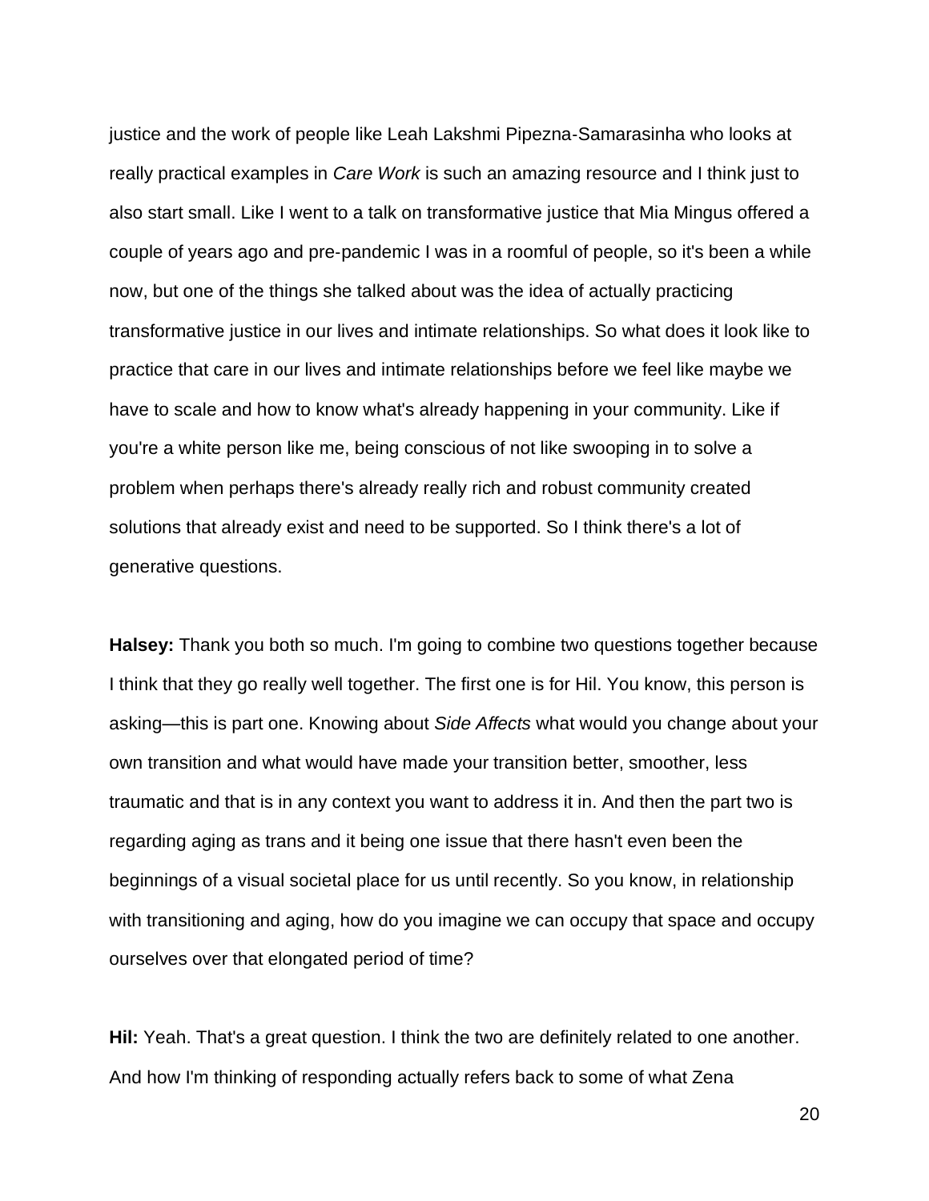justice and the work of people like Leah Lakshmi Pipezna-Samarasinha who looks at really practical examples in *Care Work* is such an amazing resource and I think just to also start small. Like I went to a talk on transformative justice that Mia Mingus offered a couple of years ago and pre-pandemic I was in a roomful of people, so it's been a while now, but one of the things she talked about was the idea of actually practicing transformative justice in our lives and intimate relationships. So what does it look like to practice that care in our lives and intimate relationships before we feel like maybe we have to scale and how to know what's already happening in your community. Like if you're a white person like me, being conscious of not like swooping in to solve a problem when perhaps there's already really rich and robust community created solutions that already exist and need to be supported. So I think there's a lot of generative questions.

**Halsey:** Thank you both so much. I'm going to combine two questions together because I think that they go really well together. The first one is for Hil. You know, this person is asking—this is part one. Knowing about *Side Affects* what would you change about your own transition and what would have made your transition better, smoother, less traumatic and that is in any context you want to address it in. And then the part two is regarding aging as trans and it being one issue that there hasn't even been the beginnings of a visual societal place for us until recently. So you know, in relationship with transitioning and aging, how do you imagine we can occupy that space and occupy ourselves over that elongated period of time?

**Hil:** Yeah. That's a great question. I think the two are definitely related to one another. And how I'm thinking of responding actually refers back to some of what Zena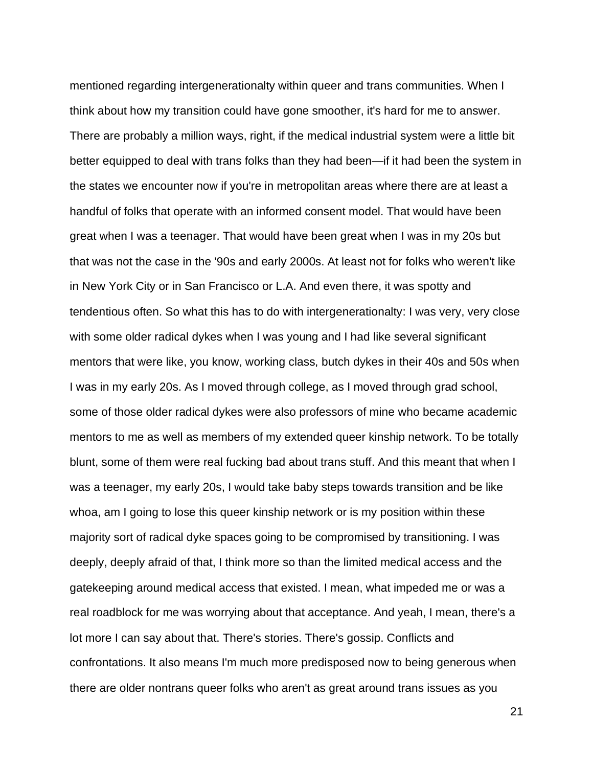mentioned regarding intergenerationalty within queer and trans communities. When I think about how my transition could have gone smoother, it's hard for me to answer. There are probably a million ways, right, if the medical industrial system were a little bit better equipped to deal with trans folks than they had been—if it had been the system in the states we encounter now if you're in metropolitan areas where there are at least a handful of folks that operate with an informed consent model. That would have been great when I was a teenager. That would have been great when I was in my 20s but that was not the case in the '90s and early 2000s. At least not for folks who weren't like in New York City or in San Francisco or L.A. And even there, it was spotty and tendentious often. So what this has to do with intergenerationalty: I was very, very close with some older radical dykes when I was young and I had like several significant mentors that were like, you know, working class, butch dykes in their 40s and 50s when I was in my early 20s. As I moved through college, as I moved through grad school, some of those older radical dykes were also professors of mine who became academic mentors to me as well as members of my extended queer kinship network. To be totally blunt, some of them were real fucking bad about trans stuff. And this meant that when I was a teenager, my early 20s, I would take baby steps towards transition and be like whoa, am I going to lose this queer kinship network or is my position within these majority sort of radical dyke spaces going to be compromised by transitioning. I was deeply, deeply afraid of that, I think more so than the limited medical access and the gatekeeping around medical access that existed. I mean, what impeded me or was a real roadblock for me was worrying about that acceptance. And yeah, I mean, there's a lot more I can say about that. There's stories. There's gossip. Conflicts and confrontations. It also means I'm much more predisposed now to being generous when there are older nontrans queer folks who aren't as great around trans issues as you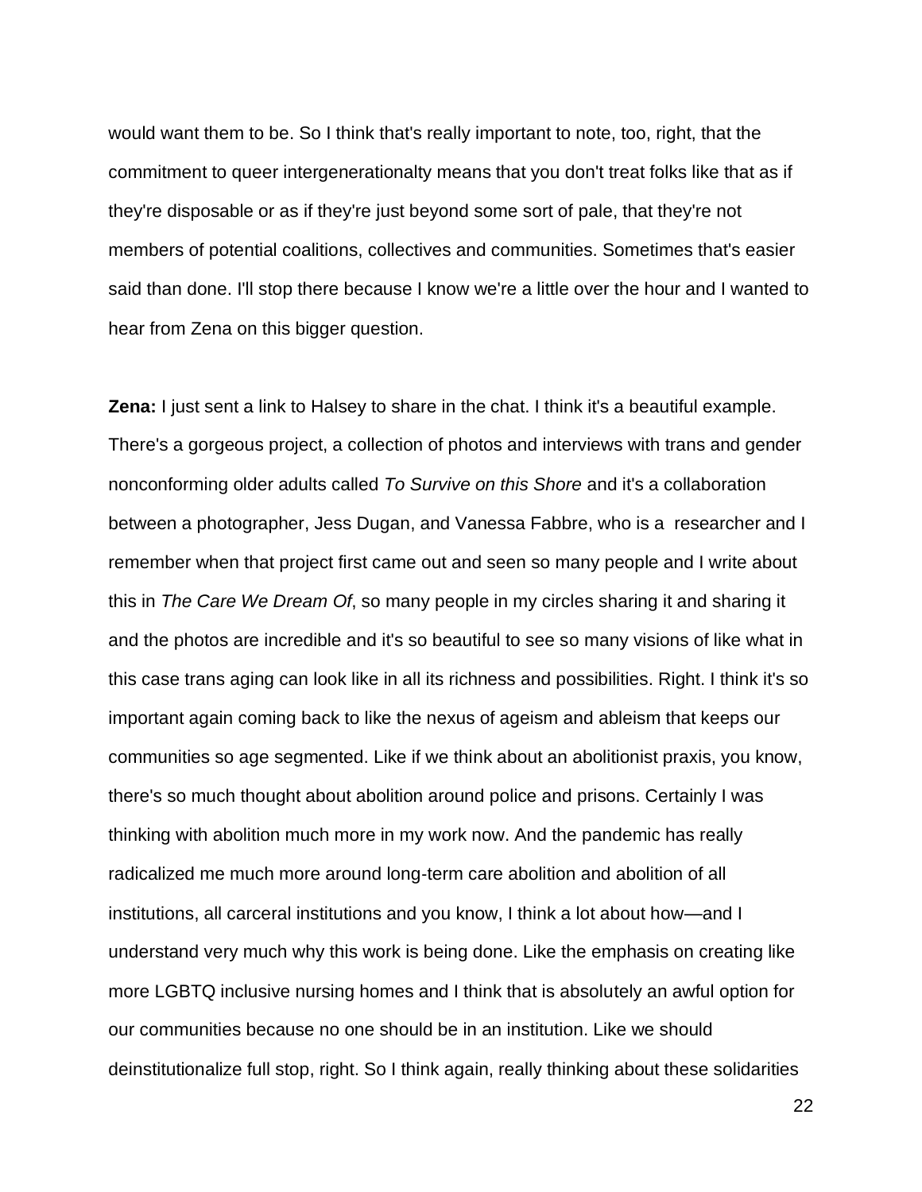would want them to be. So I think that's really important to note, too, right, that the commitment to queer intergenerationalty means that you don't treat folks like that as if they're disposable or as if they're just beyond some sort of pale, that they're not members of potential coalitions, collectives and communities. Sometimes that's easier said than done. I'll stop there because I know we're a little over the hour and I wanted to hear from Zena on this bigger question.

**Zena:** I just sent a link to Halsey to share in the chat. I think it's a beautiful example. There's a gorgeous project, a collection of photos and interviews with trans and gender nonconforming older adults called *To Survive on this Shore* and it's a collaboration between a photographer, Jess Dugan, and Vanessa Fabbre, who is a researcher and I remember when that project first came out and seen so many people and I write about this in *The Care We Dream Of*, so many people in my circles sharing it and sharing it and the photos are incredible and it's so beautiful to see so many visions of like what in this case trans aging can look like in all its richness and possibilities. Right. I think it's so important again coming back to like the nexus of ageism and ableism that keeps our communities so age segmented. Like if we think about an abolitionist praxis, you know, there's so much thought about abolition around police and prisons. Certainly I was thinking with abolition much more in my work now. And the pandemic has really radicalized me much more around long-term care abolition and abolition of all institutions, all carceral institutions and you know, I think a lot about how—and I understand very much why this work is being done. Like the emphasis on creating like more LGBTQ inclusive nursing homes and I think that is absolutely an awful option for our communities because no one should be in an institution. Like we should deinstitutionalize full stop, right. So I think again, really thinking about these solidarities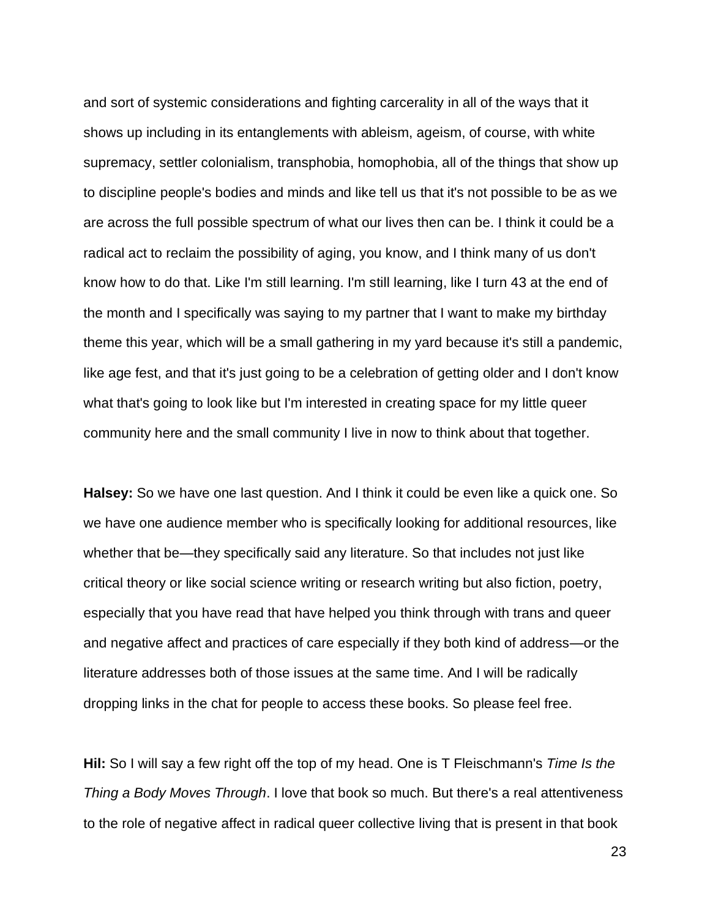and sort of systemic considerations and fighting carcerality in all of the ways that it shows up including in its entanglements with ableism, ageism, of course, with white supremacy, settler colonialism, transphobia, homophobia, all of the things that show up to discipline people's bodies and minds and like tell us that it's not possible to be as we are across the full possible spectrum of what our lives then can be. I think it could be a radical act to reclaim the possibility of aging, you know, and I think many of us don't know how to do that. Like I'm still learning. I'm still learning, like I turn 43 at the end of the month and I specifically was saying to my partner that I want to make my birthday theme this year, which will be a small gathering in my yard because it's still a pandemic, like age fest, and that it's just going to be a celebration of getting older and I don't know what that's going to look like but I'm interested in creating space for my little queer community here and the small community I live in now to think about that together.

**Halsey:** So we have one last question. And I think it could be even like a quick one. So we have one audience member who is specifically looking for additional resources, like whether that be—they specifically said any literature. So that includes not just like critical theory or like social science writing or research writing but also fiction, poetry, especially that you have read that have helped you think through with trans and queer and negative affect and practices of care especially if they both kind of address—or the literature addresses both of those issues at the same time. And I will be radically dropping links in the chat for people to access these books. So please feel free.

**Hil:** So I will say a few right off the top of my head. One is T Fleischmann's *Time Is the Thing a Body Moves Through*. I love that book so much. But there's a real attentiveness to the role of negative affect in radical queer collective living that is present in that book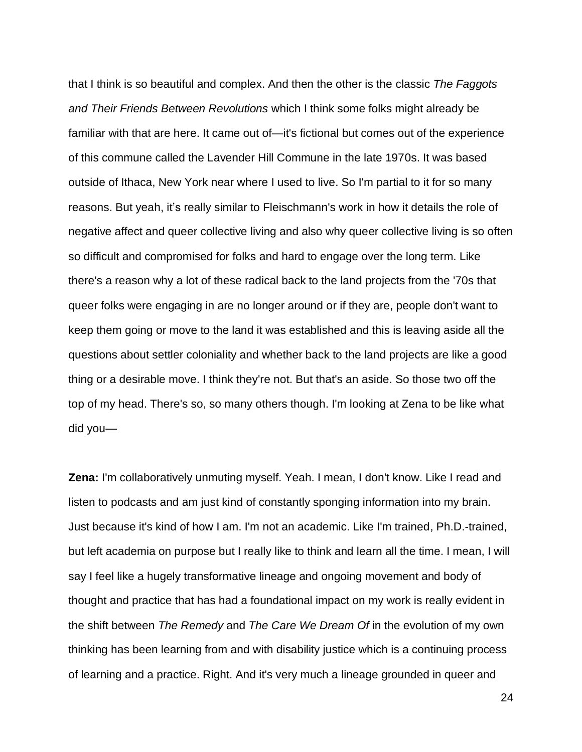that I think is so beautiful and complex. And then the other is the classic *The Faggots and Their Friends Between Revolutions* which I think some folks might already be familiar with that are here. It came out of—it's fictional but comes out of the experience of this commune called the Lavender Hill Commune in the late 1970s. It was based outside of Ithaca, New York near where I used to live. So I'm partial to it for so many reasons. But yeah, it's really similar to Fleischmann's work in how it details the role of negative affect and queer collective living and also why queer collective living is so often so difficult and compromised for folks and hard to engage over the long term. Like there's a reason why a lot of these radical back to the land projects from the '70s that queer folks were engaging in are no longer around or if they are, people don't want to keep them going or move to the land it was established and this is leaving aside all the questions about settler coloniality and whether back to the land projects are like a good thing or a desirable move. I think they're not. But that's an aside. So those two off the top of my head. There's so, so many others though. I'm looking at Zena to be like what did you—

**Zena:** I'm collaboratively unmuting myself. Yeah. I mean, I don't know. Like I read and listen to podcasts and am just kind of constantly sponging information into my brain. Just because it's kind of how I am. I'm not an academic. Like I'm trained, Ph.D.-trained, but left academia on purpose but I really like to think and learn all the time. I mean, I will say I feel like a hugely transformative lineage and ongoing movement and body of thought and practice that has had a foundational impact on my work is really evident in the shift between *The Remedy* and *The Care We Dream Of* in the evolution of my own thinking has been learning from and with disability justice which is a continuing process of learning and a practice. Right. And it's very much a lineage grounded in queer and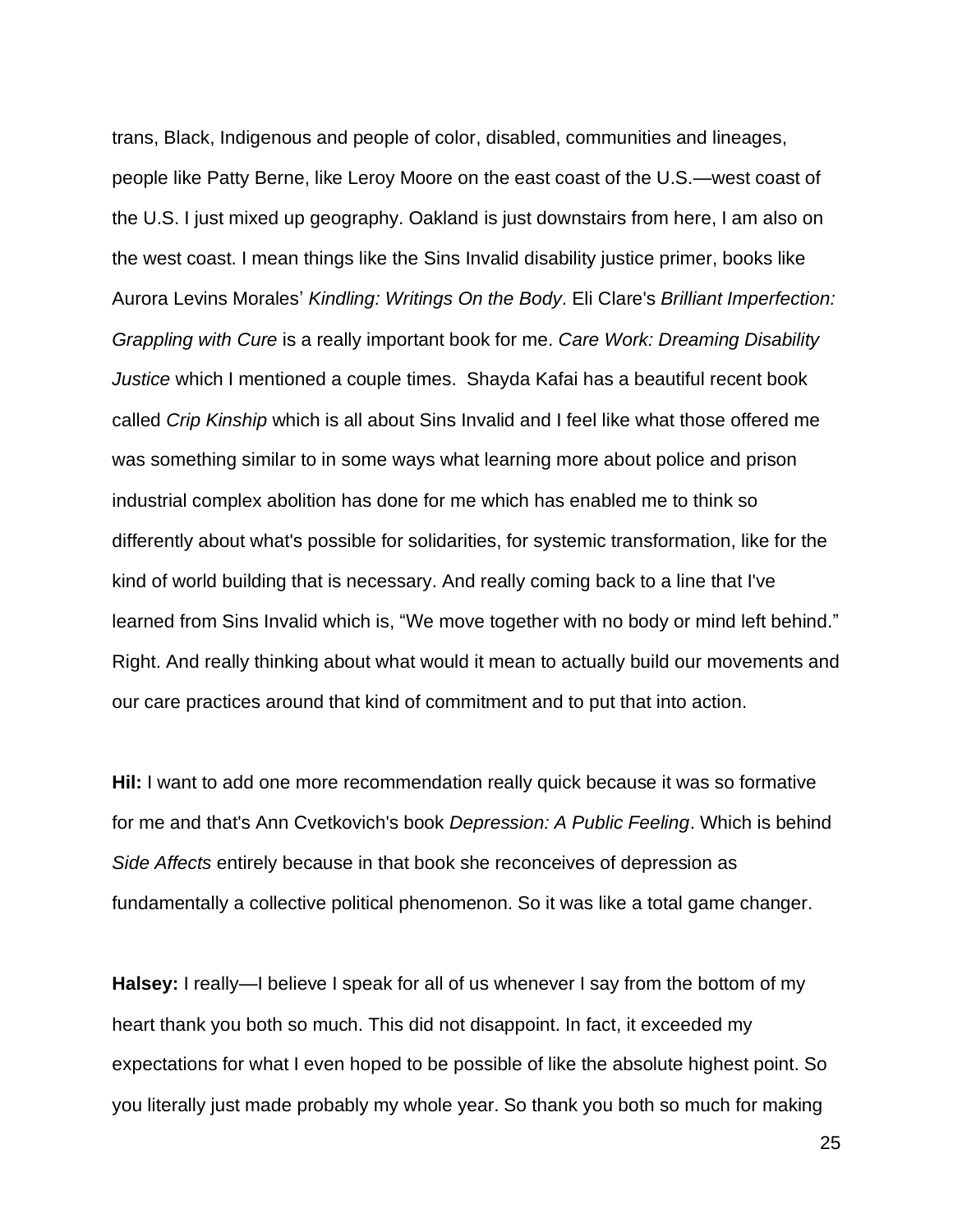trans, Black, Indigenous and people of color, disabled, communities and lineages, people like Patty Berne, like Leroy Moore on the east coast of the U.S.—west coast of the U.S. I just mixed up geography. Oakland is just downstairs from here, I am also on the west coast. I mean things like the Sins Invalid disability justice primer, books like Aurora Levins Morales' *Kindling: Writings On the Body*. Eli Clare's *Brilliant Imperfection: Grappling with Cure* is a really important book for me. *Care Work: Dreaming Disability Justice* which I mentioned a couple times. Shayda Kafai has a beautiful recent book called *Crip Kinship* which is all about Sins Invalid and I feel like what those offered me was something similar to in some ways what learning more about police and prison industrial complex abolition has done for me which has enabled me to think so differently about what's possible for solidarities, for systemic transformation, like for the kind of world building that is necessary. And really coming back to a line that I've learned from Sins Invalid which is, "We move together with no body or mind left behind." Right. And really thinking about what would it mean to actually build our movements and our care practices around that kind of commitment and to put that into action.

**Hil:** I want to add one more recommendation really quick because it was so formative for me and that's Ann Cvetkovich's book *Depression: A Public Feeling*. Which is behind *Side Affects* entirely because in that book she reconceives of depression as fundamentally a collective political phenomenon. So it was like a total game changer.

**Halsey:** I really—I believe I speak for all of us whenever I say from the bottom of my heart thank you both so much. This did not disappoint. In fact, it exceeded my expectations for what I even hoped to be possible of like the absolute highest point. So you literally just made probably my whole year. So thank you both so much for making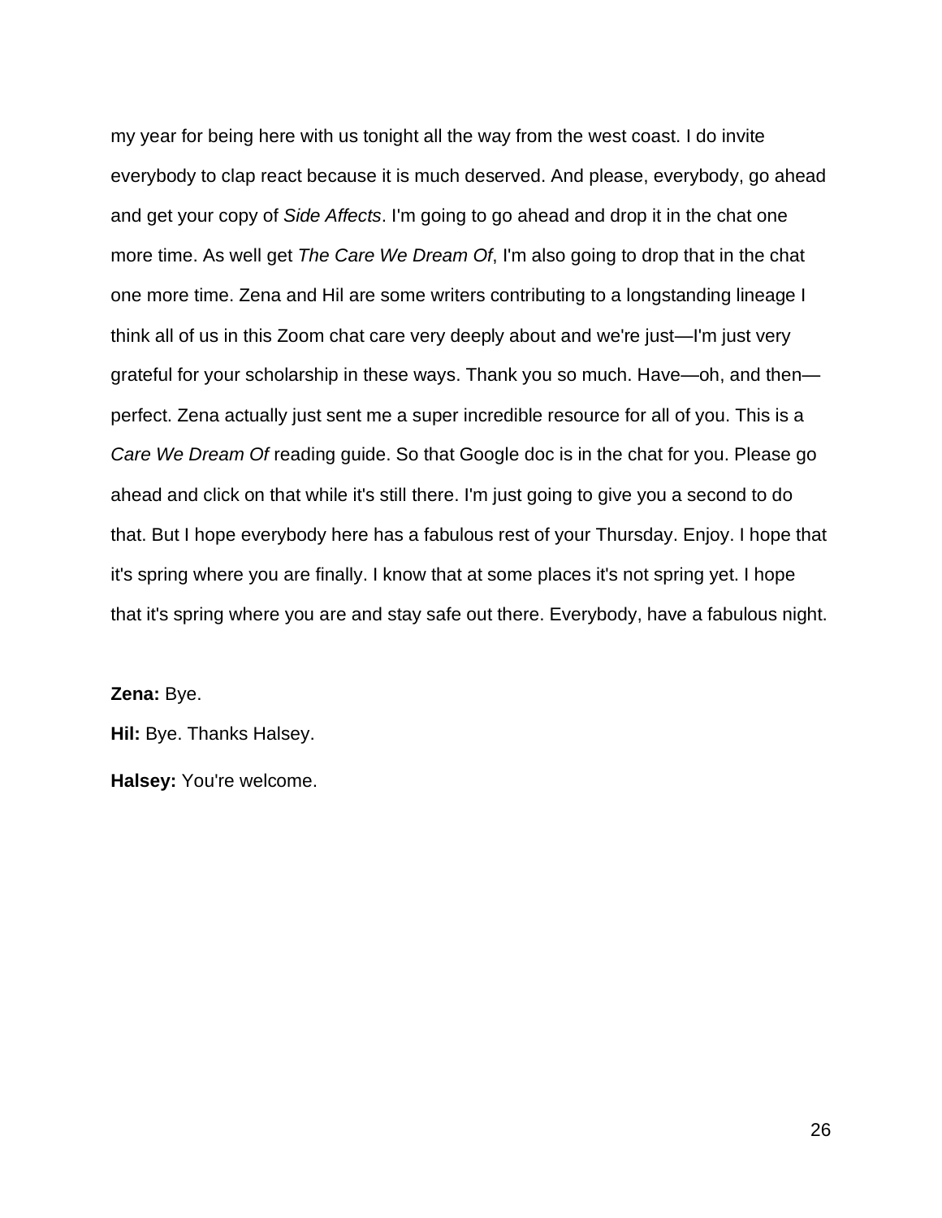my year for being here with us tonight all the way from the west coast. I do invite everybody to clap react because it is much deserved. And please, everybody, go ahead and get your copy of *Side Affects*. I'm going to go ahead and drop it in the chat one more time. As well get *The Care We Dream Of*, I'm also going to drop that in the chat one more time. Zena and Hil are some writers contributing to a longstanding lineage I think all of us in this Zoom chat care very deeply about and we're just—I'm just very grateful for your scholarship in these ways. Thank you so much. Have—oh, and then—perfect. Zena actually just sent me a super incredible resource for all of you. This is a *Care We Dream Of* reading guide. So that Google doc is in the chat for you. Please go ahead and click on that while it's still there. I'm just going to give you a second to do that. But I hope everybody here has a fabulous rest of your Thursday. Enjoy. I hope that it's spring where you are finally. I know that at some places it's not spring yet. I hope that it's spring where you are and stay safe out there. Everybody, have a fabulous night.

**Zena:** Bye.

**Hil:** Bye. Thanks Halsey.

**Halsey:** You're welcome.